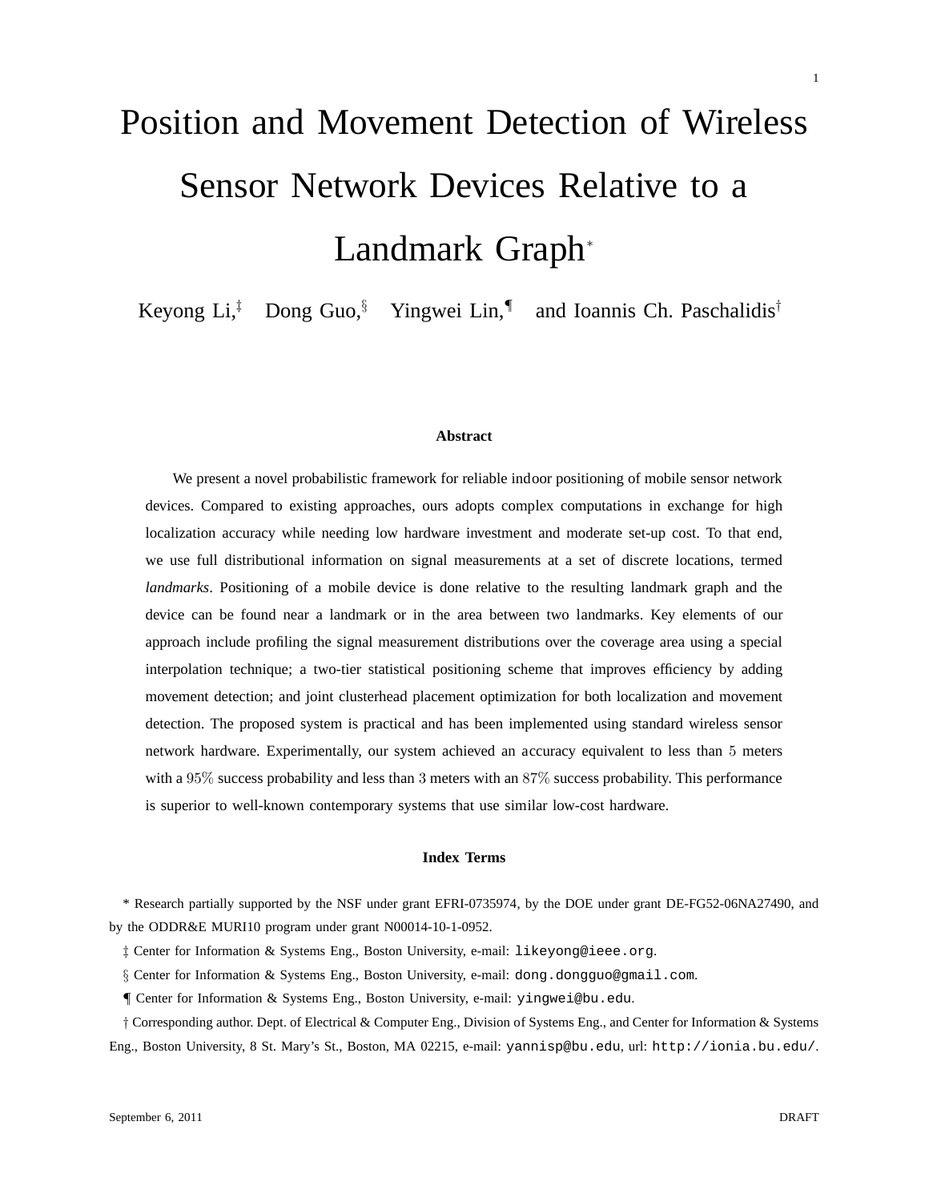# Position and Movement Detection of Wireless Sensor Network Devices Relative to a Landmark Graph[*]

Keyong Li,[‡] Dong Guo,[§] Yingwei Lin,[¶] and Ioannis Ch. Paschalidis[†]

### Abstract

We present a novel probabilistic framework for reliable indoor positioning of mobile sensor network devices. Compared to existing approaches, ours adopts complex computations in exchange for high localization accuracy while needing low hardware investment and moderate set-up cost. To that end, we use full distributional information on signal measurements at a set of discrete locations, termed *landmarks*. Positioning of a mobile device is done relative to the resulting landmark graph and the device can be found near a landmark or in the area between two landmarks. Key elements of our approach include profiling the signal measurement distributions over the coverage area using a special interpolation technique; a two-tier statistical positioning scheme that improves efficiency by adding movement detection; and joint clusterhead placement optimization for both localization and movement detection. The proposed system is practical and has been implemented using standard wireless sensor network hardware. Experimentally, our system achieved an accuracy equivalent to less than $5$ meters with a $95\%$ success probability and less than $3$ meters with an $87\%$ success probability. This performance is superior to well-known contemporary systems that use similar low-cost hardware.

### Index Terms

\* Research partially supported by the NSF under grant EFRI-0735974, by the DOE under grant DE-FG52-06NA27490, and by the ODDR&E MURI10 program under grant N00014-10-1-0952.

‡ Center for Information & Systems Eng., Boston University, e-mail: likeyong@ieee.org.

§ Center for Information & Systems Eng., Boston University, e-mail: dong.dongguo@gmail.com.

¶ Center for Information & Systems Eng., Boston University, e-mail: yingwei@bu.edu.

† Corresponding author. Dept. of Electrical & Computer Eng., Division of Systems Eng., and Center for Information & Systems Eng., Boston University, 8 St. Mary's St., Boston, MA 02215, e-mail: yannisp@bu.edu, url: http://ionia.bu.edu/.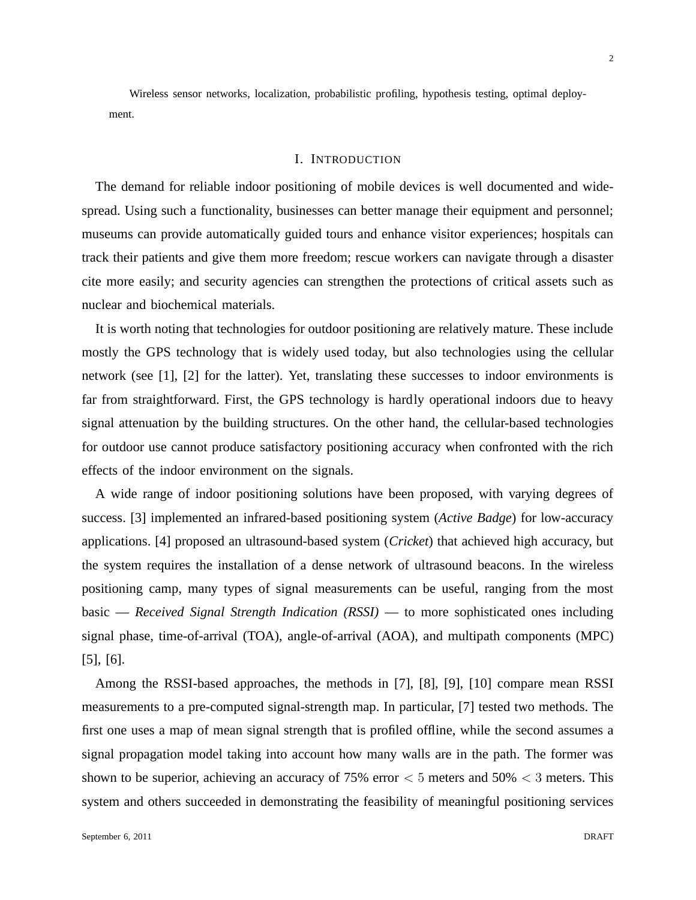Wireless sensor networks, localization, probabilistic profiling, hypothesis testing, optimal deployment.

# I. INTRODUCTION

The demand for reliable indoor positioning of mobile devices is well documented and widespread. Using such a functionality, businesses can better manage their equipment and personnel; museums can provide automatically guided tours and enhance visitor experiences; hospitals can track their patients and give them more freedom; rescue workers can navigate through a disaster cite more easily; and security agencies can strengthen the protections of critical assets such as nuclear and biochemical materials.

It is worth noting that technologies for outdoor positioning are relatively mature. These include mostly the GPS technology that is widely used today, but also technologies using the cellular network (see [1], [2] for the latter). Yet, translating these successes to indoor environments is far from straightforward. First, the GPS technology is hardly operational indoors due to heavy signal attenuation by the building structures. On the other hand, the cellular-based technologies for outdoor use cannot produce satisfactory positioning accuracy when confronted with the rich effects of the indoor environment on the signals.

A wide range of indoor positioning solutions have been proposed, with varying degrees of success. [3] implemented an infrared-based positioning system (*Active Badge*) for low-accuracy applications. [4] proposed an ultrasound-based system (*Cricket*) that achieved high accuracy, but the system requires the installation of a dense network of ultrasound beacons. In the wireless positioning camp, many types of signal measurements can be useful, ranging from the most basic — *Received Signal Strength Indication (RSSI)* — to more sophisticated ones including signal phase, time-of-arrival (TOA), angle-of-arrival (AOA), and multipath components (MPC) [5], [6].

Among the RSSI-based approaches, the methods in [7], [8], [9], [10] compare mean RSSI measurements to a pre-computed signal-strength map. In particular, [7] tested two methods. The first one uses a map of mean signal strength that is profiled offline, while the second assumes a signal propagation model taking into account how many walls are in the path. The former was shown to be superior, achieving an accuracy of 75% error $< 5$ meters and 50% $< 3$ meters. This system and others succeeded in demonstrating the feasibility of meaningful positioning services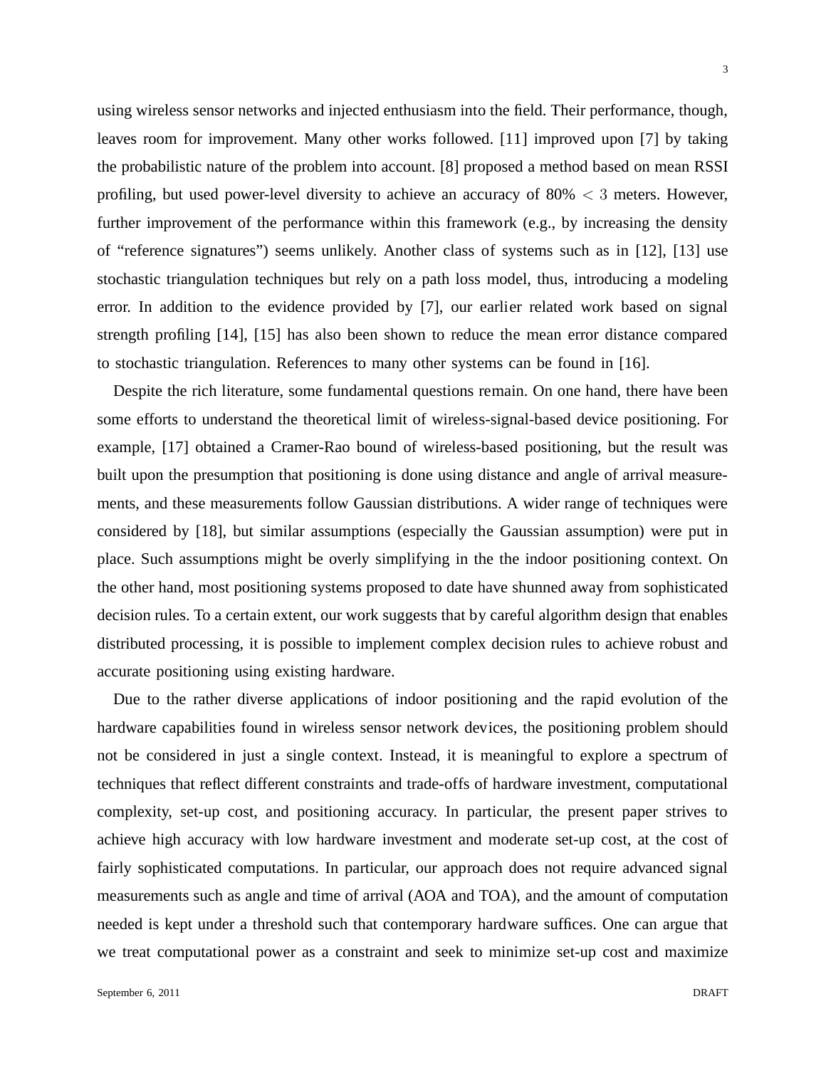using wireless sensor networks and injected enthusiasm into the field. Their performance, though, leaves room for improvement. Many other works followed. [11] improved upon [7] by taking the probabilistic nature of the problem into account. [8] proposed a method based on mean RSSI profiling, but used power-level diversity to achieve an accuracy of 80% $< 3$ meters. However, further improvement of the performance within this framework (e.g., by increasing the density of "reference signatures") seems unlikely. Another class of systems such as in [12], [13] use stochastic triangulation techniques but rely on a path loss model, thus, introducing a modeling error. In addition to the evidence provided by [7], our earlier related work based on signal strength profiling [14], [15] has also been shown to reduce the mean error distance compared to stochastic triangulation. References to many other systems can be found in [16].

Despite the rich literature, some fundamental questions remain. On one hand, there have been some efforts to understand the theoretical limit of wireless-signal-based device positioning. For example, [17] obtained a Cramer-Rao bound of wireless-based positioning, but the result was built upon the presumption that positioning is done using distance and angle of arrival measurements, and these measurements follow Gaussian distributions. A wider range of techniques were considered by [18], but similar assumptions (especially the Gaussian assumption) were put in place. Such assumptions might be overly simplifying in the the indoor positioning context. On the other hand, most positioning systems proposed to date have shunned away from sophisticated decision rules. To a certain extent, our work suggests that by careful algorithm design that enables distributed processing, it is possible to implement complex decision rules to achieve robust and accurate positioning using existing hardware.

Due to the rather diverse applications of indoor positioning and the rapid evolution of the hardware capabilities found in wireless sensor network devices, the positioning problem should not be considered in just a single context. Instead, it is meaningful to explore a spectrum of techniques that reflect different constraints and trade-offs of hardware investment, computational complexity, set-up cost, and positioning accuracy. In particular, the present paper strives to achieve high accuracy with low hardware investment and moderate set-up cost, at the cost of fairly sophisticated computations. In particular, our approach does not require advanced signal measurements such as angle and time of arrival (AOA and TOA), and the amount of computation needed is kept under a threshold such that contemporary hardware suffices. One can argue that we treat computational power as a constraint and seek to minimize set-up cost and maximize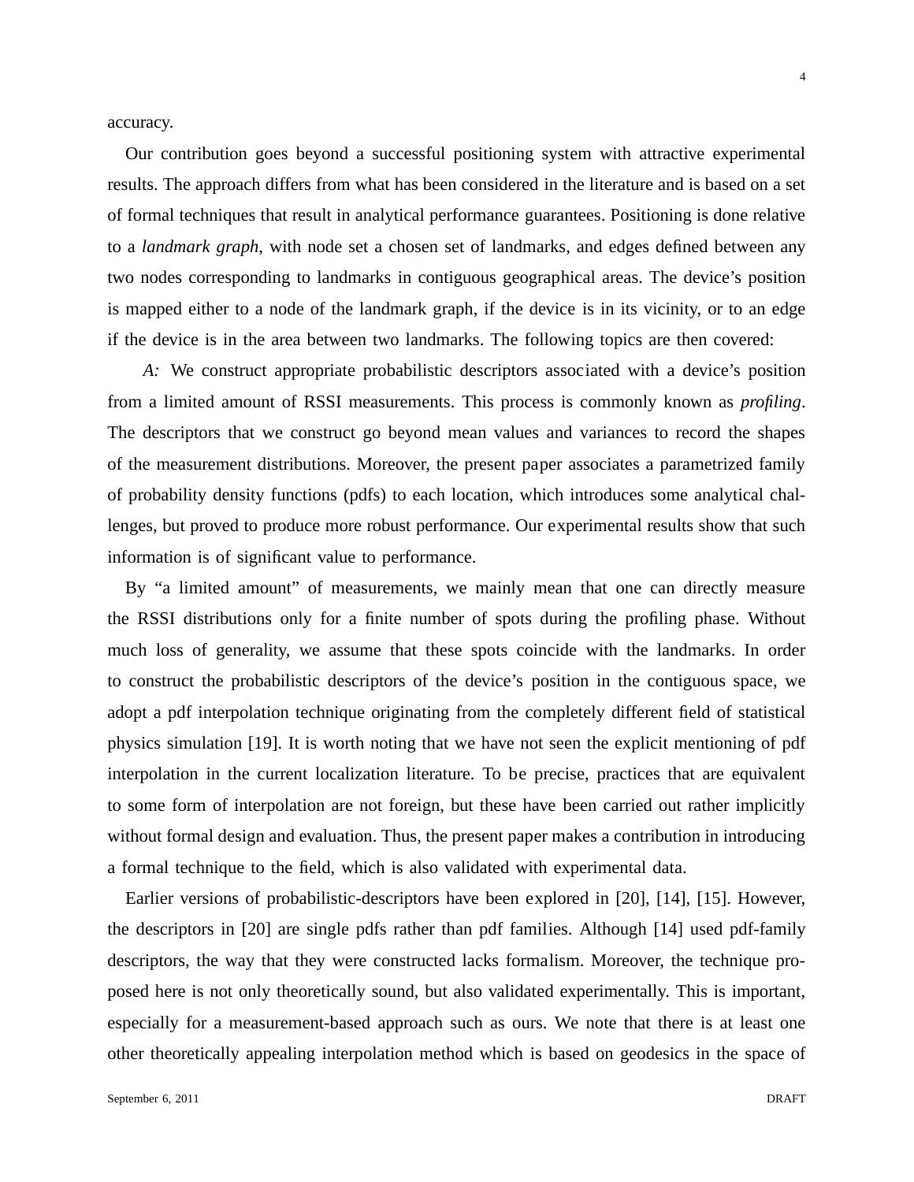accuracy.

Our contribution goes beyond a successful positioning system with attractive experimental results. The approach differs from what has been considered in the literature and is based on a set of formal techniques that result in analytical performance guarantees. Positioning is done relative to a *landmark graph*, with node set a chosen set of landmarks, and edges defined between any two nodes corresponding to landmarks in contiguous geographical areas. The device's position is mapped either to a node of the landmark graph, if the device is in its vicinity, or to an edge if the device is in the area between two landmarks. The following topics are then covered:

*A:* We construct appropriate probabilistic descriptors associated with a device's position from a limited amount of RSSI measurements. This process is commonly known as *profiling*. The descriptors that we construct go beyond mean values and variances to record the shapes of the measurement distributions. Moreover, the present paper associates a parametrized family of probability density functions (pdfs) to each location, which introduces some analytical challenges, but proved to produce more robust performance. Our experimental results show that such information is of significant value to performance.

By "a limited amount" of measurements, we mainly mean that one can directly measure the RSSI distributions only for a finite number of spots during the profiling phase. Without much loss of generality, we assume that these spots coincide with the landmarks. In order to construct the probabilistic descriptors of the device's position in the contiguous space, we adopt a pdf interpolation technique originating from the completely different field of statistical physics simulation [19]. It is worth noting that we have not seen the explicit mentioning of pdf interpolation in the current localization literature. To be precise, practices that are equivalent to some form of interpolation are not foreign, but these have been carried out rather implicitly without formal design and evaluation. Thus, the present paper makes a contribution in introducing a formal technique to the field, which is also validated with experimental data.

Earlier versions of probabilistic-descriptors have been explored in [20], [14], [15]. However, the descriptors in [20] are single pdfs rather than pdf families. Although [14] used pdf-family descriptors, the way that they were constructed lacks formalism. Moreover, the technique proposed here is not only theoretically sound, but also validated experimentally. This is important, especially for a measurement-based approach such as ours. We note that there is at least one other theoretically appealing interpolation method which is based on geodesics in the space of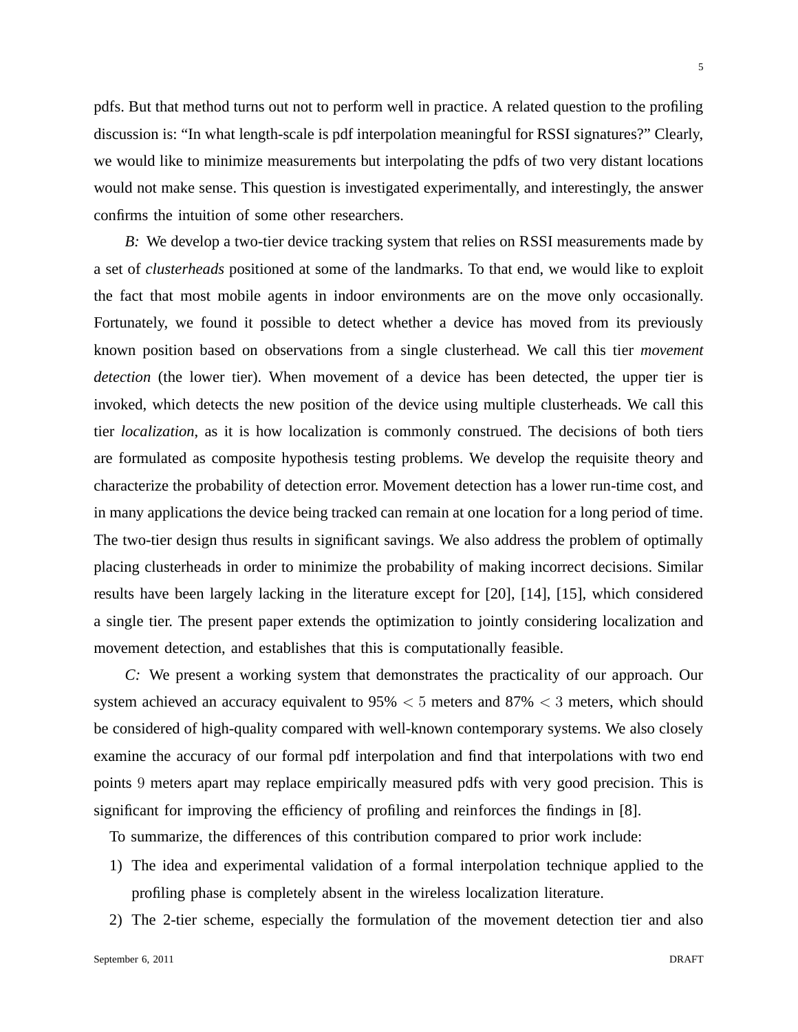pdfs. But that method turns out not to perform well in practice. A related question to the profiling discussion is: "In what length-scale is pdf interpolation meaningful for RSSI signatures?" Clearly, we would like to minimize measurements but interpolating the pdfs of two very distant locations would not make sense. This question is investigated experimentally, and interestingly, the answer confirms the intuition of some other researchers.

*B:* We develop a two-tier device tracking system that relies on RSSI measurements made by a set of *clusterheads* positioned at some of the landmarks. To that end, we would like to exploit the fact that most mobile agents in indoor environments are on the move only occasionally. Fortunately, we found it possible to detect whether a device has moved from its previously known position based on observations from a single clusterhead. We call this tier *movement detection* (the lower tier). When movement of a device has been detected, the upper tier is invoked, which detects the new position of the device using multiple clusterheads. We call this tier *localization*, as it is how localization is commonly construed. The decisions of both tiers are formulated as composite hypothesis testing problems. We develop the requisite theory and characterize the probability of detection error. Movement detection has a lower run-time cost, and in many applications the device being tracked can remain at one location for a long period of time. The two-tier design thus results in significant savings. We also address the problem of optimally placing clusterheads in order to minimize the probability of making incorrect decisions. Similar results have been largely lacking in the literature except for [20], [14], [15], which considered a single tier. The present paper extends the optimization to jointly considering localization and movement detection, and establishes that this is computationally feasible.

*C:* We present a working system that demonstrates the practicality of our approach. Our system achieved an accuracy equivalent to 95% $< 5$ meters and 87% $< 3$ meters, which should be considered of high-quality compared with well-known contemporary systems. We also closely examine the accuracy of our formal pdf interpolation and find that interpolations with two end points $9$ meters apart may replace empirically measured pdfs with very good precision. This is significant for improving the efficiency of profiling and reinforces the findings in [8].

To summarize, the differences of this contribution compared to prior work include:

1) The idea and experimental validation of a formal interpolation technique applied to the profiling phase is completely absent in the wireless localization literature.
2) The 2-tier scheme, especially the formulation of the movement detection tier and also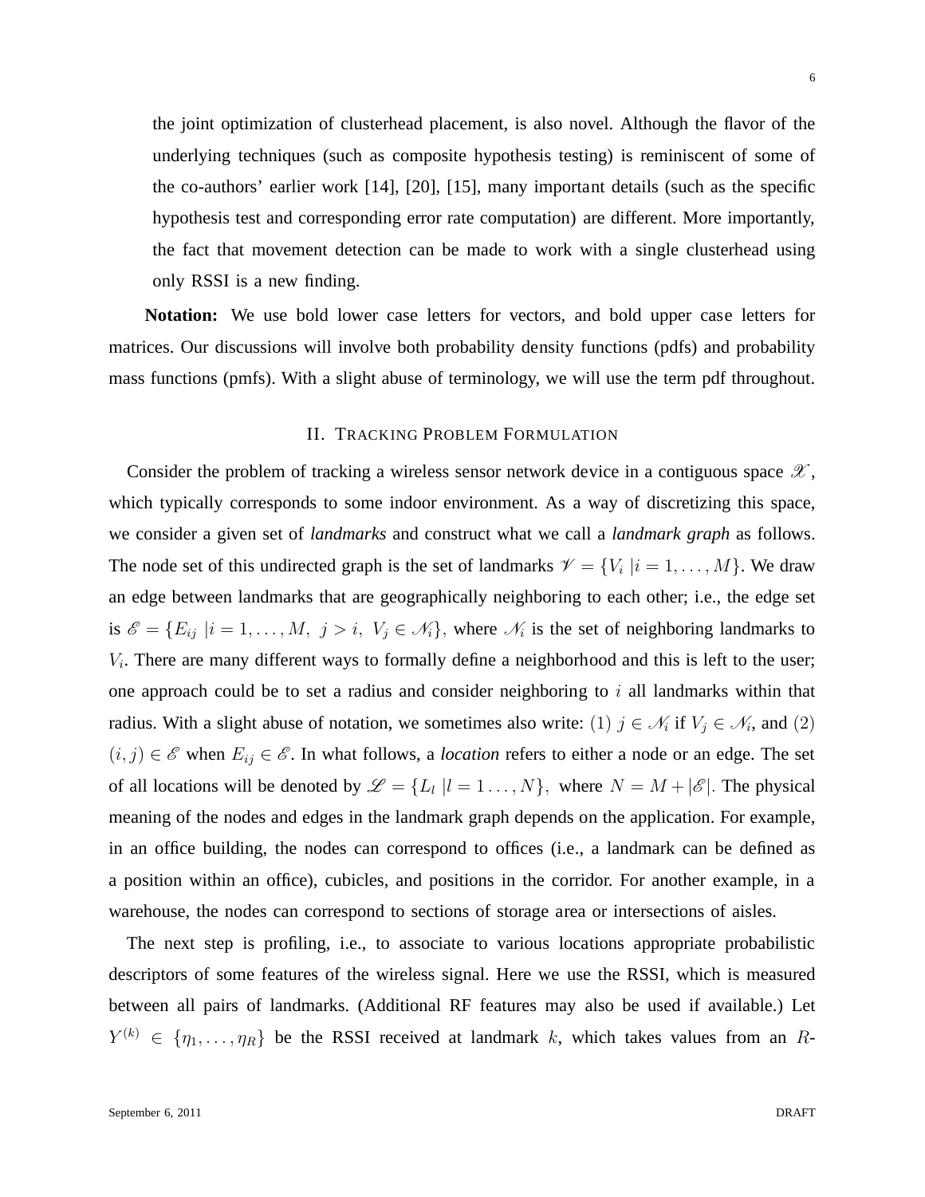the joint optimization of clusterhead placement, is also novel. Although the flavor of the underlying techniques (such as composite hypothesis testing) is reminiscent of some of the co-authors' earlier work [14], [20], [15], many important details (such as the specific hypothesis test and corresponding error rate computation) are different. More importantly, the fact that movement detection can be made to work with a single clusterhead using only RSSI is a new finding.

**Notation:** We use bold lower case letters for vectors, and bold upper case letters for matrices. Our discussions will involve both probability density functions (pdfs) and probability mass functions (pmfs). With a slight abuse of terminology, we will use the term pdf throughout.

## II. Tracking Problem Formulation

Consider the problem of tracking a wireless sensor network device in a contiguous space $\mathscr{X}$, which typically corresponds to some indoor environment. As a way of discretizing this space, we consider a given set of *landmarks* and construct what we call a *landmark graph* as follows. The node set of this undirected graph is the set of landmarks $\mathscr{V} = \{V_i \mid i = 1, \ldots, M\}$. We draw an edge between landmarks that are geographically neighboring to each other; i.e., the edge set is $\mathscr{E} = \{E_{ij} \mid i = 1, \ldots, M,\ j > i,\ V_j \in \mathscr{N}_i\}$, where $\mathscr{N}_i$ is the set of neighboring landmarks to $V_i$. There are many different ways to formally define a neighborhood and this is left to the user; one approach could be to set a radius and consider neighboring to $i$ all landmarks within that radius. With a slight abuse of notation, we sometimes also write: $(1)$ $j \in \mathscr{N}_i$ if $V_j \in \mathscr{N}_i$, and $(2)$ $(i,j) \in \mathscr{E}$ when $E_{ij} \in \mathscr{E}$. In what follows, a *location* refers to either a node or an edge. The set of all locations will be denoted by $\mathscr{L} = \{L_l \mid l = 1 \ldots, N\},$ where $N = M + |\mathscr{E}|$. The physical meaning of the nodes and edges in the landmark graph depends on the application. For example, in an office building, the nodes can correspond to offices (i.e., a landmark can be defined as a position within an office), cubicles, and positions in the corridor. For another example, in a warehouse, the nodes can correspond to sections of storage area or intersections of aisles.

The next step is profiling, i.e., to associate to various locations appropriate probabilistic descriptors of some features of the wireless signal. Here we use the RSSI, which is measured between all pairs of landmarks. (Additional RF features may also be used if available.) Let $Y^{(k)} \in \{\eta_1, \ldots, \eta_R\}$ be the RSSI received at landmark $k$, which takes values from an $R$-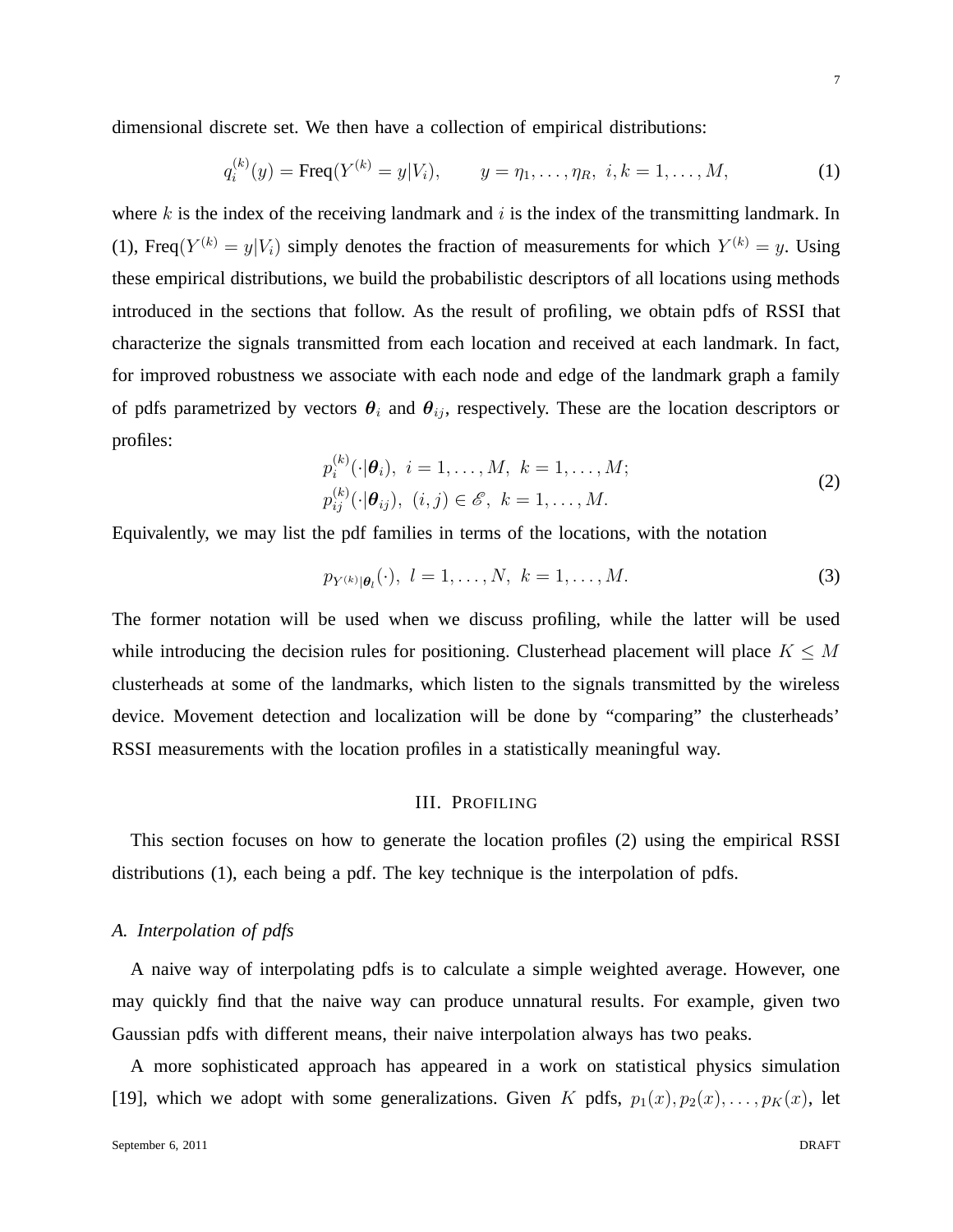dimensional discrete set. We then have a collection of empirical distributions:

$$q_i^{(k)}(y) = \text{Freq}(Y^{(k)} = y | V_i), \qquad y = \eta_1, \dots, \eta_R, \; i, k = 1, \dots, M, \tag{1}$$

where $k$ is the index of the receiving landmark and $i$ is the index of the transmitting landmark. In (1), $\text{Freq}(Y^{(k)} = y | V_i)$ simply denotes the fraction of measurements for which $Y^{(k)} = y$. Using these empirical distributions, we build the probabilistic descriptors of all locations using methods introduced in the sections that follow. As the result of profiling, we obtain pdfs of RSSI that characterize the signals transmitted from each location and received at each landmark. In fact, for improved robustness we associate with each node and edge of the landmark graph a family of pdfs parametrized by vectors $\boldsymbol{\theta}_i$ and $\boldsymbol{\theta}_{ij}$, respectively. These are the location descriptors or profiles:

$$\begin{aligned} &p_i^{(k)}(\cdot | \boldsymbol{\theta}_i), \; i = 1, \dots, M, \; k = 1, \dots, M; \\ &p_{ij}^{(k)}(\cdot | \boldsymbol{\theta}_{ij}), \; (i, j) \in \mathscr{E}, \; k = 1, \dots, M. \end{aligned} \tag{2}$$

Equivalently, we may list the pdf families in terms of the locations, with the notation

$$p_{Y^{(k)} | \boldsymbol{\theta}_l}(\cdot), \; l = 1, \dots, N, \; k = 1, \dots, M. \tag{3}$$

The former notation will be used when we discuss profiling, while the latter will be used while introducing the decision rules for positioning. Clusterhead placement will place $K \leq M$ clusterheads at some of the landmarks, which listen to the signals transmitted by the wireless device. Movement detection and localization will be done by "comparing" the clusterheads' RSSI measurements with the location profiles in a statistically meaningful way.

## III. Profiling

This section focuses on how to generate the location profiles (2) using the empirical RSSI distributions (1), each being a pdf. The key technique is the interpolation of pdfs.

### *A. Interpolation of pdfs*

A naive way of interpolating pdfs is to calculate a simple weighted average. However, one may quickly find that the naive way can produce unnatural results. For example, given two Gaussian pdfs with different means, their naive interpolation always has two peaks.

A more sophisticated approach has appeared in a work on statistical physics simulation [19], which we adopt with some generalizations. Given $K$ pdfs, $p_1(x), p_2(x), \dots, p_K(x)$, let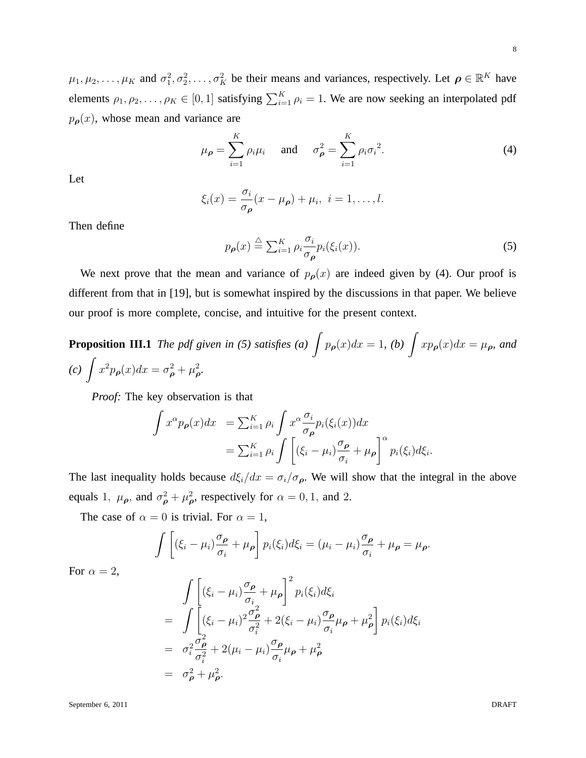$\mu_1, \mu_2, \ldots, \mu_K$ and $\sigma_1^2, \sigma_2^2, \ldots, \sigma_K^2$ be their means and variances, respectively. Let $\boldsymbol{\rho} \in \mathbb{R}^K$ have elements $\rho_1, \rho_2, \ldots, \rho_K \in [0, 1]$ satisfying $\sum_{i=1}^K \rho_i = 1$. We are now seeking an interpolated pdf $p_{\boldsymbol{\rho}}(x)$, whose mean and variance are

$$\mu_{\boldsymbol{\rho}} = \sum_{i=1}^K \rho_i \mu_i \quad \text{ and } \quad \sigma_{\boldsymbol{\rho}}^2 = \sum_{i=1}^K \rho_i {\sigma_i}^2. \tag{4}$$

Let

$$\xi_i(x) = \frac{\sigma_i}{\sigma_{\boldsymbol{\rho}}}(x - \mu_{\boldsymbol{\rho}}) + \mu_i, \;\; i = 1, \ldots, l.$$

Then define

$$p_{\boldsymbol{\rho}}(x) \stackrel{\triangle}{=} \textstyle\sum_{i=1}^K \rho_i \dfrac{\sigma_i}{\sigma_{\boldsymbol{\rho}}} p_i(\xi_i(x)). \tag{5}$$

We next prove that the mean and variance of $p_{\boldsymbol{\rho}}(x)$ are indeed given by (4). Our proof is different from that in [19], but is somewhat inspired by the discussions in that paper. We believe our proof is more complete, concise, and intuitive for the present context.

**Proposition III.1** *The pdf given in (5) satisfies (a)* $\int p_{\boldsymbol{\rho}}(x)dx = 1$*, (b)* $\int x p_{\boldsymbol{\rho}}(x)dx = \mu_{\boldsymbol{\rho}}$*, and (c)* $\int x^2 p_{\boldsymbol{\rho}}(x)dx = \sigma_{\boldsymbol{\rho}}^2 + \mu_{\boldsymbol{\rho}}^2$*.*

*Proof:* The key observation is that

$$\begin{aligned} \int x^\alpha p_{\boldsymbol{\rho}}(x)dx &= \textstyle\sum_{i=1}^K \rho_i \displaystyle\int x^\alpha \frac{\sigma_i}{\sigma_{\boldsymbol{\rho}}} p_i(\xi_i(x))dx \\ &= \textstyle\sum_{i=1}^K \rho_i \displaystyle\int \left[(\xi_i - \mu_i)\frac{\sigma_{\boldsymbol{\rho}}}{\sigma_i} + \mu_{\boldsymbol{\rho}}\right]^\alpha p_i(\xi_i)d\xi_i. \end{aligned}$$

The last inequality holds because $d\xi_i/dx = \sigma_i/\sigma_{\boldsymbol{\rho}}$. We will show that the integral in the above equals $1$, $\mu_{\boldsymbol{\rho}}$, and $\sigma_{\boldsymbol{\rho}}^2 + \mu_{\boldsymbol{\rho}}^2$, respectively for $\alpha = 0, 1,$ and $2$.

The case of $\alpha = 0$ is trivial. For $\alpha = 1$,

$$\int \left[(\xi_i - \mu_i)\frac{\sigma_{\boldsymbol{\rho}}}{\sigma_i} + \mu_{\boldsymbol{\rho}}\right] p_i(\xi_i)d\xi_i = (\mu_i - \mu_i)\frac{\sigma_{\boldsymbol{\rho}}}{\sigma_i} + \mu_{\boldsymbol{\rho}} = \mu_{\boldsymbol{\rho}}.$$

For $\alpha = 2$,

$$\begin{aligned} & \int \left[(\xi_i - \mu_i)\frac{\sigma_{\boldsymbol{\rho}}}{\sigma_i} + \mu_{\boldsymbol{\rho}}\right]^2 p_i(\xi_i)d\xi_i \\ = & \int \left[(\xi_i - \mu_i)^2 \frac{\sigma_{\boldsymbol{\rho}}^2}{\sigma_i^2} + 2(\xi_i - \mu_i)\frac{\sigma_{\boldsymbol{\rho}}}{\sigma_i}\mu_{\boldsymbol{\rho}} + \mu_{\boldsymbol{\rho}}^2\right] p_i(\xi_i)d\xi_i \\ = & \; \sigma_i^2 \frac{\sigma_{\boldsymbol{\rho}}^2}{\sigma_i^2} + 2(\mu_i - \mu_i)\frac{\sigma_{\boldsymbol{\rho}}}{\sigma_i}\mu_{\boldsymbol{\rho}} + \mu_{\boldsymbol{\rho}}^2 \\ = & \; \sigma_{\boldsymbol{\rho}}^2 + \mu_{\boldsymbol{\rho}}^2. \end{aligned}$$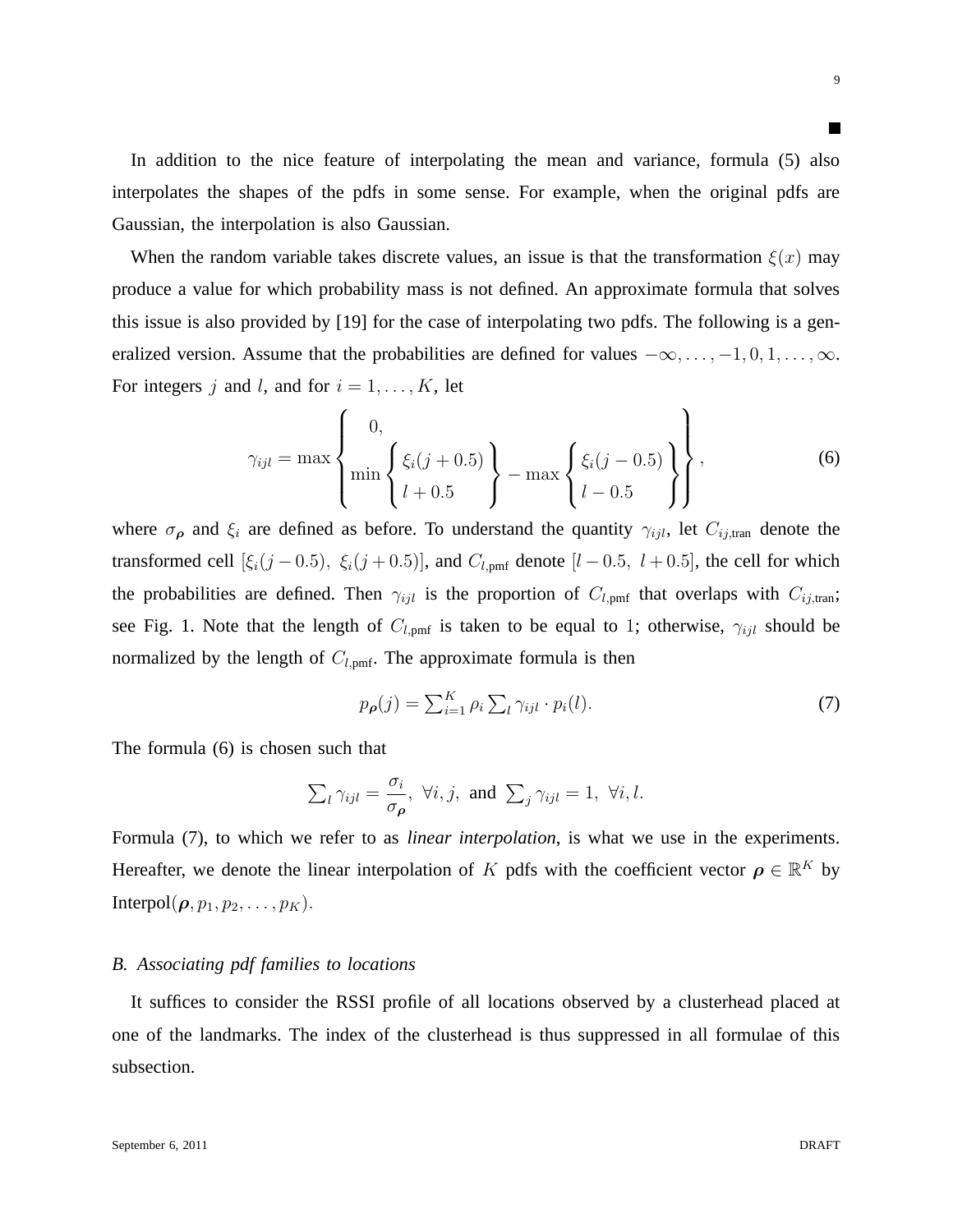■

In addition to the nice feature of interpolating the mean and variance, formula (5) also interpolates the shapes of the pdfs in some sense. For example, when the original pdfs are Gaussian, the interpolation is also Gaussian.

When the random variable takes discrete values, an issue is that the transformation $\xi(x)$ may produce a value for which probability mass is not defined. An approximate formula that solves this issue is also provided by [19] for the case of interpolating two pdfs. The following is a generalized version. Assume that the probabilities are defined for values $-\infty, \ldots, -1, 0, 1, \ldots, \infty$. For integers $j$ and $l$, and for $i = 1, \ldots, K$, let

$$\gamma_{ijl} = \max \left\{ \begin{array}{l} 0, \\ \min \left\{ \begin{array}{l} \xi_i(j+0.5) \\ l+0.5 \end{array} \right\} - \max \left\{ \begin{array}{l} \xi_i(j-0.5) \\ l-0.5 \end{array} \right\} \end{array} \right\}, \tag{6}$$

where $\sigma_{\boldsymbol{\rho}}$ and $\xi_i$ are defined as before. To understand the quantity $\gamma_{ijl}$, let $C_{ij,\text{tran}}$ denote the transformed cell $[\xi_i(j-0.5),\ \xi_i(j+0.5)]$, and $C_{l,\text{pmf}}$ denote $[l-0.5,\ l+0.5]$, the cell for which the probabilities are defined. Then $\gamma_{ijl}$ is the proportion of $C_{l,\text{pmf}}$ that overlaps with $C_{ij,\text{tran}}$; see Fig. 1. Note that the length of $C_{l,\text{pmf}}$ is taken to be equal to 1; otherwise, $\gamma_{ijl}$ should be normalized by the length of $C_{l,\text{pmf}}$. The approximate formula is then

$$p_{\boldsymbol{\rho}}(j) = \textstyle\sum_{i=1}^{K} \rho_i \sum_l \gamma_{ijl} \cdot p_i(l). \tag{7}$$

The formula (6) is chosen such that

$$\textstyle\sum_l \gamma_{ijl} = \dfrac{\sigma_i}{\sigma_{\boldsymbol{\rho}}},\ \forall i, j,\ \text{and}\ \sum_j \gamma_{ijl} = 1,\ \forall i, l.$$

Formula (7), to which we refer to as *linear interpolation*, is what we use in the experiments. Hereafter, we denote the linear interpolation of $K$ pdfs with the coefficient vector $\boldsymbol{\rho} \in \mathbb{R}^K$ by $\text{Interpol}(\boldsymbol{\rho}, p_1, p_2, \ldots, p_K)$.

### *B. Associating pdf families to locations*

It suffices to consider the RSSI profile of all locations observed by a clusterhead placed at one of the landmarks. The index of the clusterhead is thus suppressed in all formulae of this subsection.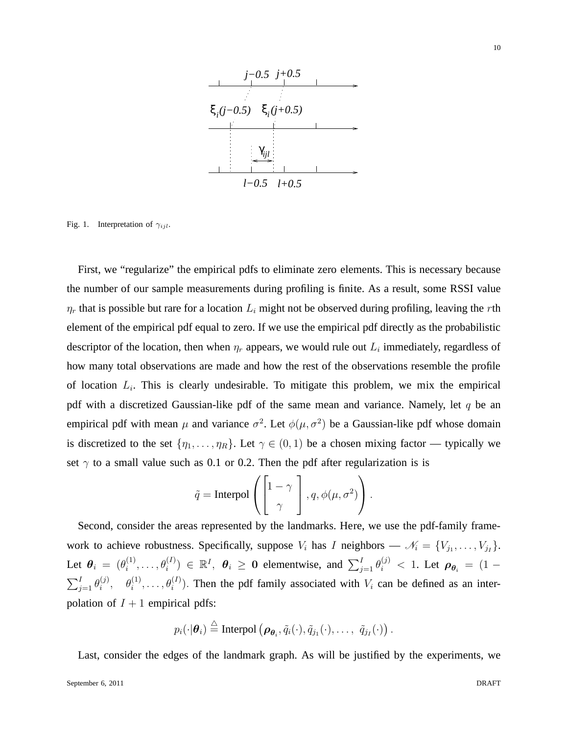Fig. 1. Interpretation of $\gamma_{ijl}$.

First, we "regularize" the empirical pdfs to eliminate zero elements. This is necessary because the number of our sample measurements during profiling is finite. As a result, some RSSI value $\eta_r$ that is possible but rare for a location $L_i$ might not be observed during profiling, leaving the $r$th element of the empirical pdf equal to zero. If we use the empirical pdf directly as the probabilistic descriptor of the location, then when $\eta_r$ appears, we would rule out $L_i$ immediately, regardless of how many total observations are made and how the rest of the observations resemble the profile of location $L_i$. This is clearly undesirable. To mitigate this problem, we mix the empirical pdf with a discretized Gaussian-like pdf of the same mean and variance. Namely, let $q$ be an empirical pdf with mean $\mu$ and variance $\sigma^2$. Let $\phi(\mu, \sigma^2)$ be a Gaussian-like pdf whose domain is discretized to the set $\{\eta_1, \dots, \eta_R\}$. Let $\gamma \in (0, 1)$ be a chosen mixing factor — typically we set $\gamma$ to a small value such as 0.1 or 0.2. Then the pdf after regularization is is

$$\tilde{q} = \text{Interpol}\left( \begin{bmatrix} 1-\gamma \\ \gamma \end{bmatrix}, q, \phi(\mu, \sigma^2) \right).$$

Second, consider the areas represented by the landmarks. Here, we use the pdf-family framework to achieve robustness. Specifically, suppose $V_i$ has $I$ neighbors — $\mathscr{N}_i = \{V_{j_1}, \dots, V_{j_I}\}$. Let $\boldsymbol{\theta}_i = (\theta_i^{(1)}, \dots, \theta_i^{(I)}) \in \mathbb{R}^I$, $\boldsymbol{\theta}_i \geq \mathbf{0}$ elementwise, and $\sum_{j=1}^{I} \theta_i^{(j)} < 1$. Let $\boldsymbol{\rho}_{\boldsymbol{\theta}_i} = (1 - \sum_{j=1}^{I} \theta_i^{(j)}, \quad \theta_i^{(1)}, \dots, \theta_i^{(I)})$. Then the pdf family associated with $V_i$ can be defined as an interpolation of $I+1$ empirical pdfs:

$$p_i(\cdot|\boldsymbol{\theta}_i) \stackrel{\triangle}{=} \text{Interpol}\left(\boldsymbol{\rho}_{\boldsymbol{\theta}_i}, \tilde{q}_i(\cdot), \tilde{q}_{j_1}(\cdot), \dots, \ \tilde{q}_{j_I}(\cdot)\right).$$

Last, consider the edges of the landmark graph. As will be justified by the experiments, we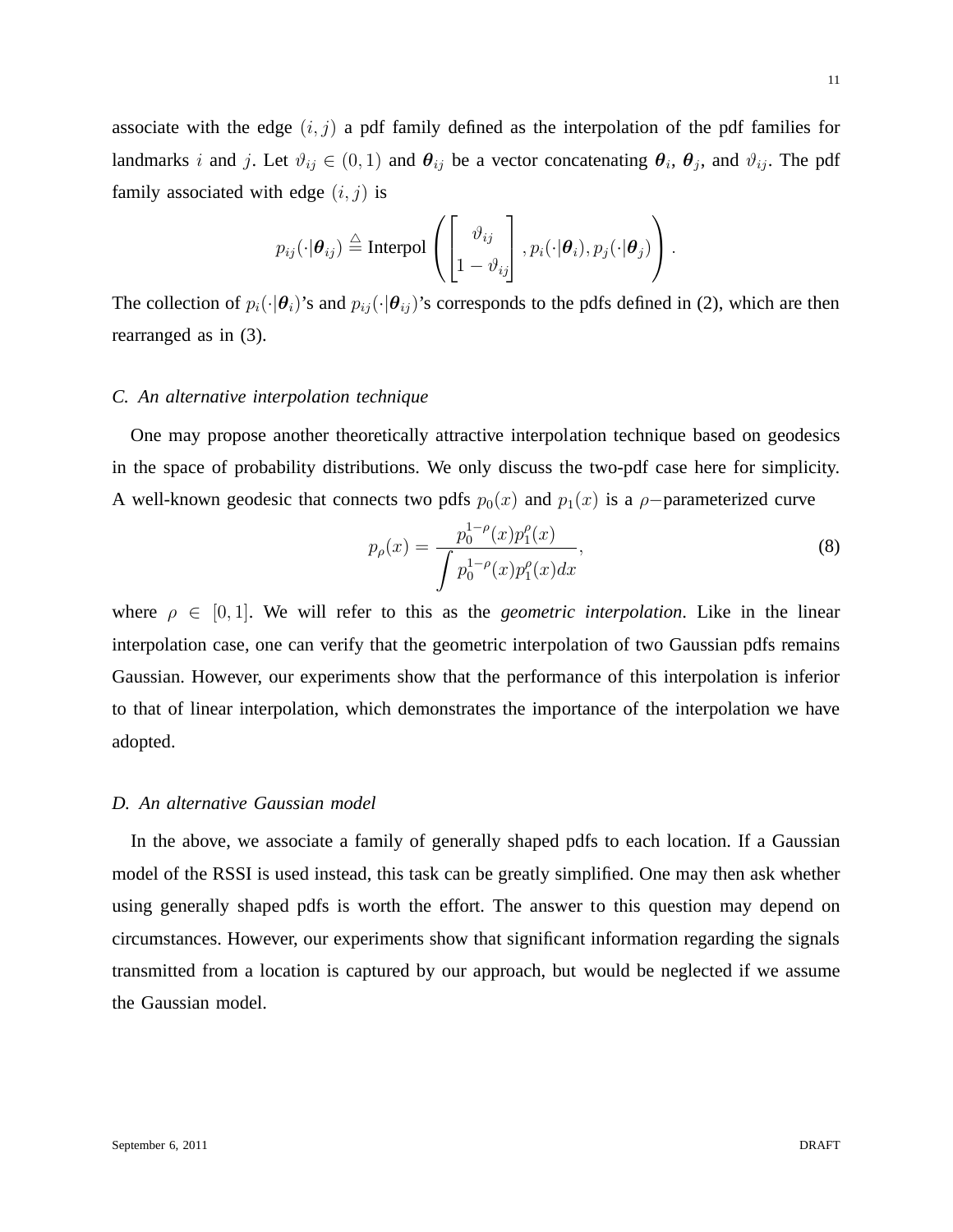associate with the edge $(i, j)$ a pdf family defined as the interpolation of the pdf families for landmarks $i$ and $j$. Let $\vartheta_{ij} \in (0, 1)$ and $\boldsymbol{\theta}_{ij}$ be a vector concatenating $\boldsymbol{\theta}_i$, $\boldsymbol{\theta}_j$, and $\vartheta_{ij}$. The pdf family associated with edge $(i, j)$ is

$$p_{ij}(\cdot|\boldsymbol{\theta}_{ij}) \triangleq \text{Interpol}\left( \begin{bmatrix} \vartheta_{ij} \\ 1 - \vartheta_{ij} \end{bmatrix}, p_i(\cdot|\boldsymbol{\theta}_i), p_j(\cdot|\boldsymbol{\theta}_j) \right).$$

The collection of $p_i(\cdot|\boldsymbol{\theta}_i)$'s and $p_{ij}(\cdot|\boldsymbol{\theta}_{ij})$'s corresponds to the pdfs defined in (2), which are then rearranged as in (3).

### C. An alternative interpolation technique

One may propose another theoretically attractive interpolation technique based on geodesics in the space of probability distributions. We only discuss the two-pdf case here for simplicity. A well-known geodesic that connects two pdfs $p_0(x)$ and $p_1(x)$ is a $\rho-$parameterized curve

$$p_\rho(x) = \frac{p_0^{1-\rho}(x) p_1^{\rho}(x)}{\int p_0^{1-\rho}(x) p_1^{\rho}(x) dx}, \tag{8}$$

where $\rho \in [0, 1]$. We will refer to this as the *geometric interpolation*. Like in the linear interpolation case, one can verify that the geometric interpolation of two Gaussian pdfs remains Gaussian. However, our experiments show that the performance of this interpolation is inferior to that of linear interpolation, which demonstrates the importance of the interpolation we have adopted.

### D. An alternative Gaussian model

In the above, we associate a family of generally shaped pdfs to each location. If a Gaussian model of the RSSI is used instead, this task can be greatly simplified. One may then ask whether using generally shaped pdfs is worth the effort. The answer to this question may depend on circumstances. However, our experiments show that significant information regarding the signals transmitted from a location is captured by our approach, but would be neglected if we assume the Gaussian model.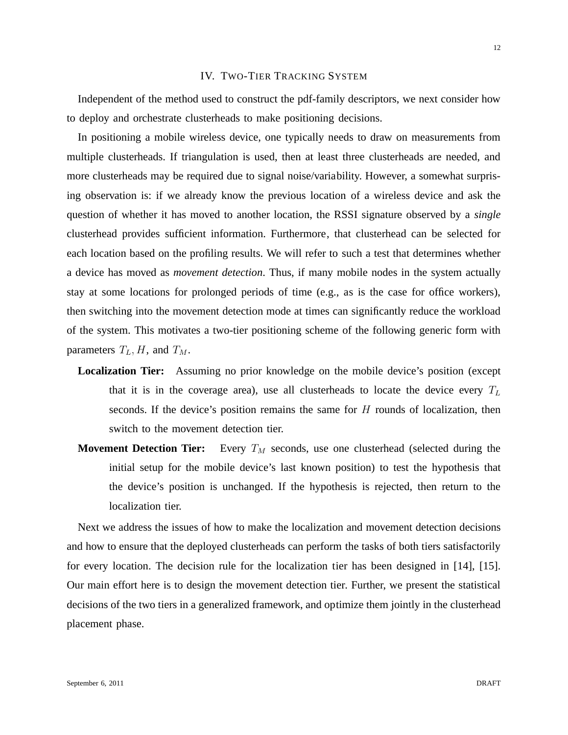## IV. Two-Tier Tracking System

Independent of the method used to construct the pdf-family descriptors, we next consider how to deploy and orchestrate clusterheads to make positioning decisions.

In positioning a mobile wireless device, one typically needs to draw on measurements from multiple clusterheads. If triangulation is used, then at least three clusterheads are needed, and more clusterheads may be required due to signal noise/variability. However, a somewhat surprising observation is: if we already know the previous location of a wireless device and ask the question of whether it has moved to another location, the RSSI signature observed by a *single* clusterhead provides sufficient information. Furthermore, that clusterhead can be selected for each location based on the profiling results. We will refer to such a test that determines whether a device has moved as *movement detection*. Thus, if many mobile nodes in the system actually stay at some locations for prolonged periods of time (e.g., as is the case for office workers), then switching into the movement detection mode at times can significantly reduce the workload of the system. This motivates a two-tier positioning scheme of the following generic form with parameters $T_L, H$, and $T_M$.

**Localization Tier:** Assuming no prior knowledge on the mobile device's position (except that it is in the coverage area), use all clusterheads to locate the device every $T_L$ seconds. If the device's position remains the same for $H$ rounds of localization, then switch to the movement detection tier.

**Movement Detection Tier:** Every $T_M$ seconds, use one clusterhead (selected during the initial setup for the mobile device's last known position) to test the hypothesis that the device's position is unchanged. If the hypothesis is rejected, then return to the localization tier.

Next we address the issues of how to make the localization and movement detection decisions and how to ensure that the deployed clusterheads can perform the tasks of both tiers satisfactorily for every location. The decision rule for the localization tier has been designed in [14], [15]. Our main effort here is to design the movement detection tier. Further, we present the statistical decisions of the two tiers in a generalized framework, and optimize them jointly in the clusterhead placement phase.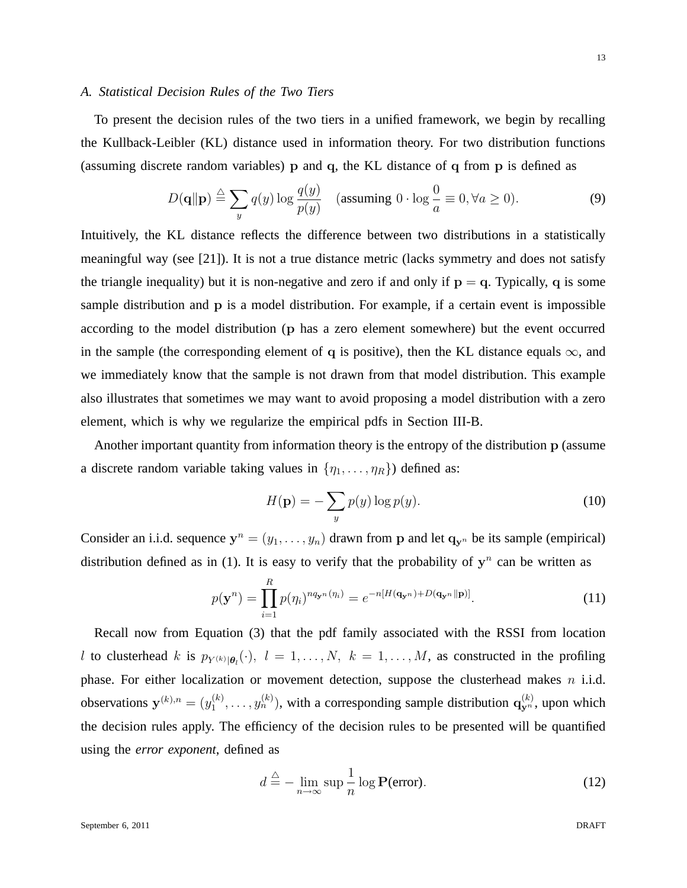### A. Statistical Decision Rules of the Two Tiers

To present the decision rules of the two tiers in a unified framework, we begin by recalling the Kullback-Leibler (KL) distance used in information theory. For two distribution functions (assuming discrete random variables) $\mathbf{p}$ and $\mathbf{q}$, the KL distance of $\mathbf{q}$ from $\mathbf{p}$ is defined as

$$D(\mathbf{q}\|\mathbf{p}) \stackrel{\triangle}{=} \sum_{y} q(y) \log \frac{q(y)}{p(y)} \quad (\text{assuming } 0 \cdot \log \frac{0}{a} \equiv 0, \forall a \geq 0). \tag{9}$$

Intuitively, the KL distance reflects the difference between two distributions in a statistically meaningful way (see [21]). It is not a true distance metric (lacks symmetry and does not satisfy the triangle inequality) but it is non-negative and zero if and only if $\mathbf{p} = \mathbf{q}$. Typically, $\mathbf{q}$ is some sample distribution and $\mathbf{p}$ is a model distribution. For example, if a certain event is impossible according to the model distribution ($\mathbf{p}$ has a zero element somewhere) but the event occurred in the sample (the corresponding element of $\mathbf{q}$ is positive), then the KL distance equals $\infty$, and we immediately know that the sample is not drawn from that model distribution. This example also illustrates that sometimes we may want to avoid proposing a model distribution with a zero element, which is why we regularize the empirical pdfs in Section III-B.

Another important quantity from information theory is the entropy of the distribution $\mathbf{p}$ (assume a discrete random variable taking values in $\{\eta_1, \ldots, \eta_R\}$) defined as:

$$H(\mathbf{p}) = -\sum_{y} p(y) \log p(y). \tag{10}$$

Consider an i.i.d. sequence $\mathbf{y}^n = (y_1, \ldots, y_n)$ drawn from $\mathbf{p}$ and let $\mathbf{q}_{\mathbf{y}^n}$ be its sample (empirical) distribution defined as in (1). It is easy to verify that the probability of $\mathbf{y}^n$ can be written as

$$p(\mathbf{y}^n) = \prod_{i=1}^{R} p(\eta_i)^{n q_{\mathbf{y}^n}(\eta_i)} = e^{-n[H(\mathbf{q}_{\mathbf{y}^n}) + D(\mathbf{q}_{\mathbf{y}^n}\|\mathbf{p})]}. \tag{11}$$

Recall now from Equation (3) that the pdf family associated with the RSSI from location $l$ to clusterhead $k$ is $p_{Y^{(k)}|\boldsymbol{\theta}_l}(\cdot),\ l = 1, \ldots, N,\ k = 1, \ldots, M$, as constructed in the profiling phase. For either localization or movement detection, suppose the clusterhead makes $n$ i.i.d. observations $\mathbf{y}^{(k),n} = (y_1^{(k)}, \ldots, y_n^{(k)})$, with a corresponding sample distribution $\mathbf{q}_{\mathbf{y}^n}^{(k)}$, upon which the decision rules apply. The efficiency of the decision rules to be presented will be quantified using the *error exponent*, defined as

$$d \stackrel{\triangle}{=} -\lim_{n\to\infty} \sup \frac{1}{n} \log \mathbf{P}(\text{error}). \tag{12}$$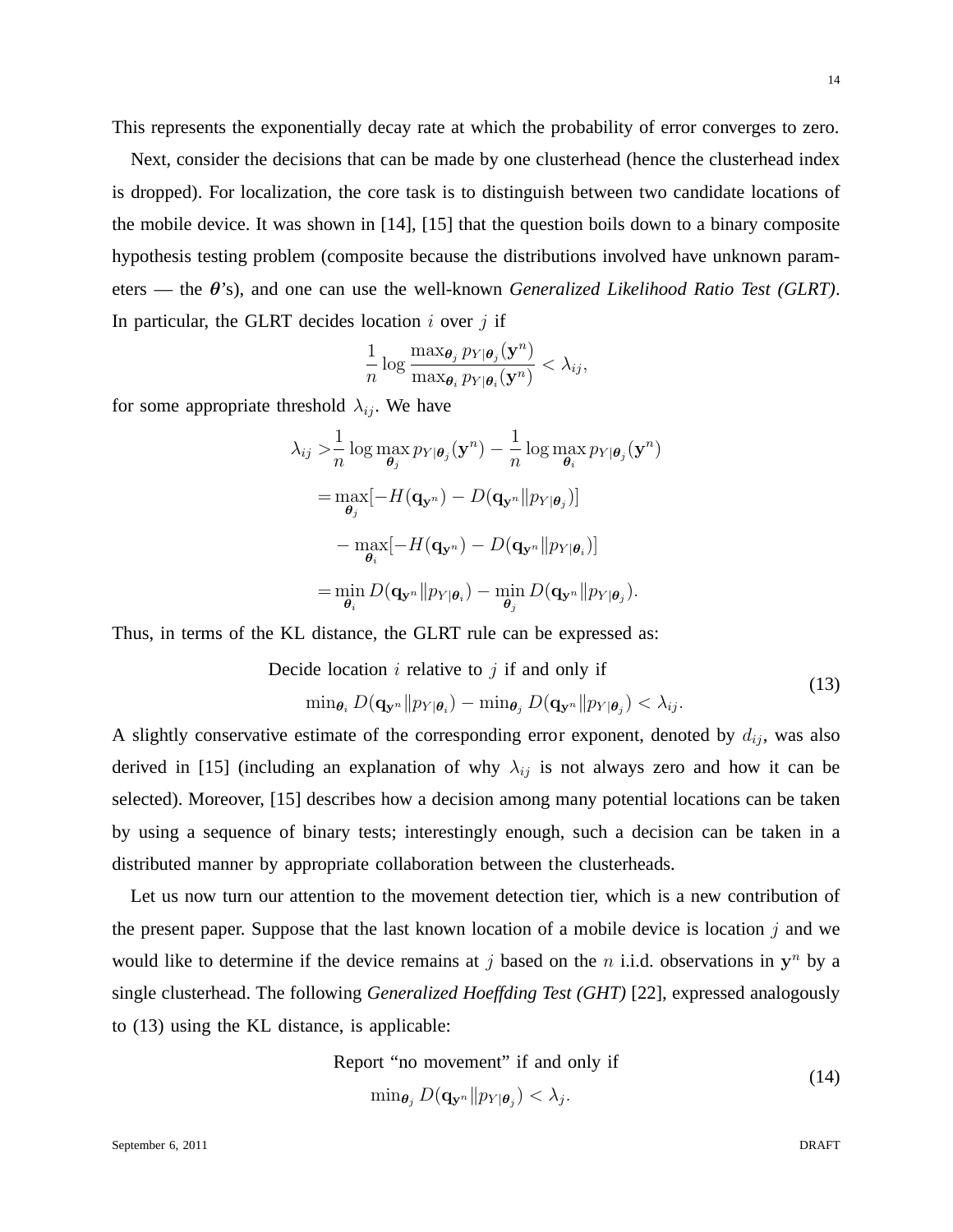This represents the exponentially decay rate at which the probability of error converges to zero.

Next, consider the decisions that can be made by one clusterhead (hence the clusterhead index is dropped). For localization, the core task is to distinguish between two candidate locations of the mobile device. It was shown in [14], [15] that the question boils down to a binary composite hypothesis testing problem (composite because the distributions involved have unknown parameters — the $\boldsymbol{\theta}$'s), and one can use the well-known *Generalized Likelihood Ratio Test (GLRT)*. In particular, the GLRT decides location $i$ over $j$ if

$$\frac{1}{n} \log \frac{\max_{\boldsymbol{\theta}_j} p_{Y|\boldsymbol{\theta}_j}(\mathbf{y}^n)}{\max_{\boldsymbol{\theta}_i} p_{Y|\boldsymbol{\theta}_i}(\mathbf{y}^n)} < \lambda_{ij},$$

for some appropriate threshold $\lambda_{ij}$. We have

$$\begin{aligned}
\lambda_{ij} >& \frac{1}{n} \log \max_{\boldsymbol{\theta}_j} p_{Y|\boldsymbol{\theta}_j}(\mathbf{y}^n) - \frac{1}{n} \log \max_{\boldsymbol{\theta}_i} p_{Y|\boldsymbol{\theta}_j}(\mathbf{y}^n) \\
=& \max_{\boldsymbol{\theta}_j} [-H(\mathbf{q}_{\mathbf{y}^n}) - D(\mathbf{q}_{\mathbf{y}^n} \| p_{Y|\boldsymbol{\theta}_j})] \\
&- \max_{\boldsymbol{\theta}_i} [-H(\mathbf{q}_{\mathbf{y}^n}) - D(\mathbf{q}_{\mathbf{y}^n} \| p_{Y|\boldsymbol{\theta}_i})] \\
=& \min_{\boldsymbol{\theta}_i} D(\mathbf{q}_{\mathbf{y}^n} \| p_{Y|\boldsymbol{\theta}_i}) - \min_{\boldsymbol{\theta}_j} D(\mathbf{q}_{\mathbf{y}^n} \| p_{Y|\boldsymbol{\theta}_j}).
\end{aligned}$$

Thus, in terms of the KL distance, the GLRT rule can be expressed as:

$$\begin{aligned}
&\text{Decide location } i \text{ relative to } j \text{ if and only if} \\
&\min_{\boldsymbol{\theta}_i} D(\mathbf{q}_{\mathbf{y}^n} \| p_{Y|\boldsymbol{\theta}_i}) - \min_{\boldsymbol{\theta}_j} D(\mathbf{q}_{\mathbf{y}^n} \| p_{Y|\boldsymbol{\theta}_j}) < \lambda_{ij}.
\end{aligned} \tag{13}$$

A slightly conservative estimate of the corresponding error exponent, denoted by $d_{ij}$, was also derived in [15] (including an explanation of why $\lambda_{ij}$ is not always zero and how it can be selected). Moreover, [15] describes how a decision among many potential locations can be taken by using a sequence of binary tests; interestingly enough, such a decision can be taken in a distributed manner by appropriate collaboration between the clusterheads.

Let us now turn our attention to the movement detection tier, which is a new contribution of the present paper. Suppose that the last known location of a mobile device is location $j$ and we would like to determine if the device remains at $j$ based on the $n$ i.i.d. observations in $\mathbf{y}^n$ by a single clusterhead. The following *Generalized Hoeffding Test (GHT)* [22], expressed analogously to (13) using the KL distance, is applicable:

$$\begin{aligned}
&\text{Report "no movement" if and only if} \\
&\min_{\boldsymbol{\theta}_j} D(\mathbf{q}_{\mathbf{y}^n} \| p_{Y|\boldsymbol{\theta}_j}) < \lambda_j.
\end{aligned} \tag{14}$$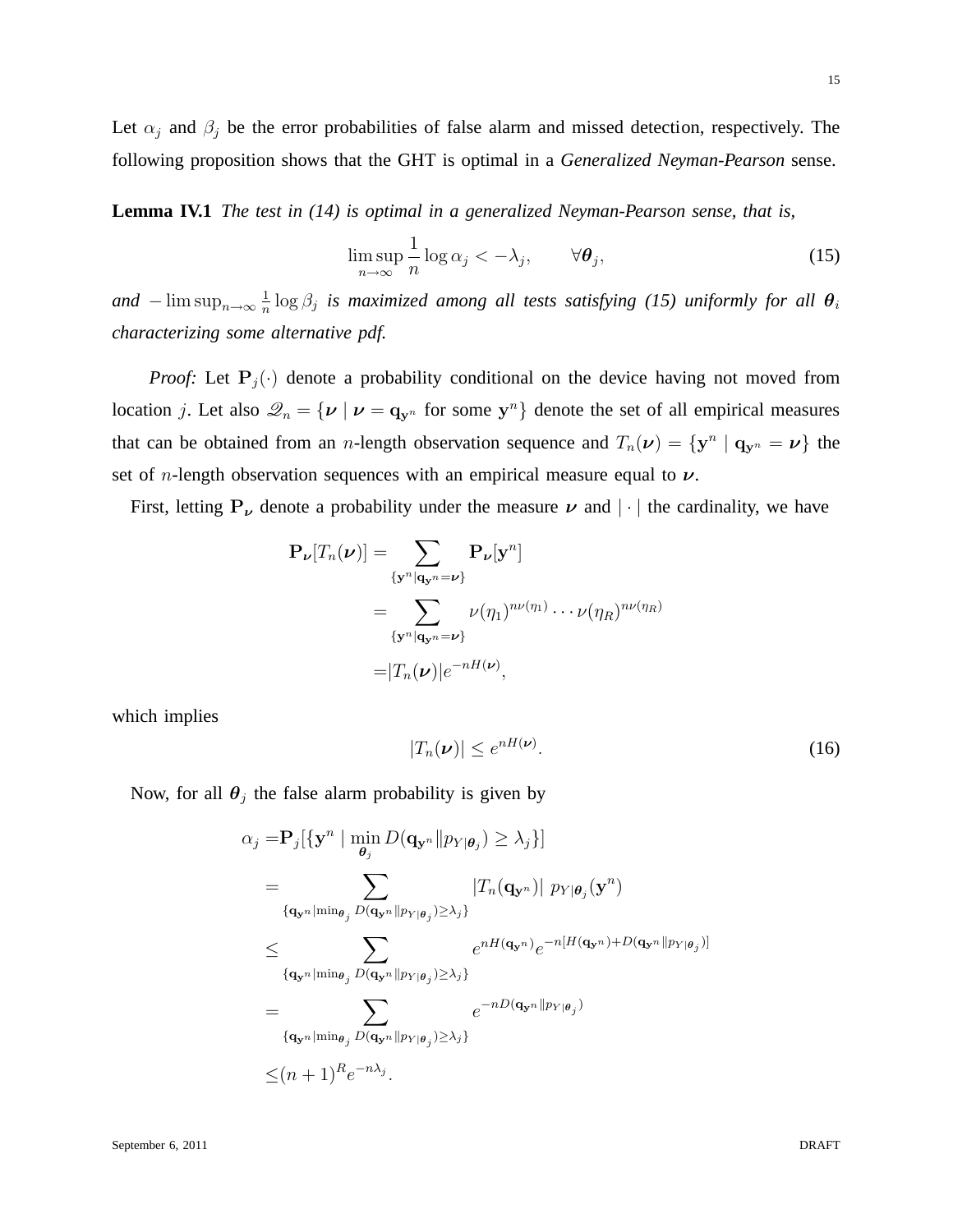Let $\alpha_j$ and $\beta_j$ be the error probabilities of false alarm and missed detection, respectively. The following proposition shows that the GHT is optimal in a *Generalized Neyman-Pearson* sense.

**Lemma IV.1** *The test in (14) is optimal in a generalized Neyman-Pearson sense, that is,*

$$\limsup_{n\to\infty} \frac{1}{n} \log \alpha_j < -\lambda_j, \qquad \forall \boldsymbol{\theta}_j, \tag{15}$$

*and* $-\limsup_{n\to\infty} \frac{1}{n} \log \beta_j$ *is maximized among all tests satisfying (15) uniformly for all* $\boldsymbol{\theta}_i$ *characterizing some alternative pdf.*

*Proof:* Let $\mathbf{P}_j(\cdot)$ denote a probability conditional on the device having not moved from location $j$. Let also $\mathscr{Q}_n = \{\boldsymbol{\nu} \mid \boldsymbol{\nu} = \mathbf{q}_{\mathbf{y}^n} \text{ for some } \mathbf{y}^n\}$ denote the set of all empirical measures that can be obtained from an $n$-length observation sequence and $T_n(\boldsymbol{\nu}) = \{\mathbf{y}^n \mid \mathbf{q}_{\mathbf{y}^n} = \boldsymbol{\nu}\}$ the set of $n$-length observation sequences with an empirical measure equal to $\boldsymbol{\nu}$.

First, letting $\mathbf{P}_{\boldsymbol{\nu}}$ denote a probability under the measure $\boldsymbol{\nu}$ and $|\cdot|$ the cardinality, we have

$$\begin{aligned}
\mathbf{P}_{\boldsymbol{\nu}}[T_n(\boldsymbol{\nu})] &= \sum_{\{\mathbf{y}^n \mid \mathbf{q}_{\mathbf{y}^n} = \boldsymbol{\nu}\}} \mathbf{P}_{\boldsymbol{\nu}}[\mathbf{y}^n] \\
&= \sum_{\{\mathbf{y}^n \mid \mathbf{q}_{\mathbf{y}^n} = \boldsymbol{\nu}\}} \nu(\eta_1)^{n\nu(\eta_1)} \cdots \nu(\eta_R)^{n\nu(\eta_R)} \\
&= |T_n(\boldsymbol{\nu})| e^{-nH(\boldsymbol{\nu})},
\end{aligned}$$

which implies

$$|T_n(\boldsymbol{\nu})| \le e^{nH(\boldsymbol{\nu})}. \tag{16}$$

Now, for all $\boldsymbol{\theta}_j$ the false alarm probability is given by

$$\begin{aligned}
\alpha_j &= \mathbf{P}_j[\{\mathbf{y}^n \mid \min_{\boldsymbol{\theta}_j} D(\mathbf{q}_{\mathbf{y}^n} \| p_{Y|\boldsymbol{\theta}_j}) \ge \lambda_j\}] \\
&= \sum_{\{\mathbf{q}_{\mathbf{y}^n} \mid \min_{\boldsymbol{\theta}_j} D(\mathbf{q}_{\mathbf{y}^n} \| p_{Y|\boldsymbol{\theta}_j}) \ge \lambda_j\}} |T_n(\mathbf{q}_{\mathbf{y}^n})| \; p_{Y|\boldsymbol{\theta}_j}(\mathbf{y}^n) \\
&\le \sum_{\{\mathbf{q}_{\mathbf{y}^n} \mid \min_{\boldsymbol{\theta}_j} D(\mathbf{q}_{\mathbf{y}^n} \| p_{Y|\boldsymbol{\theta}_j}) \ge \lambda_j\}} e^{nH(\mathbf{q}_{\mathbf{y}^n})} e^{-n[H(\mathbf{q}_{\mathbf{y}^n}) + D(\mathbf{q}_{\mathbf{y}^n} \| p_{Y|\boldsymbol{\theta}_j})]} \\
&= \sum_{\{\mathbf{q}_{\mathbf{y}^n} \mid \min_{\boldsymbol{\theta}_j} D(\mathbf{q}_{\mathbf{y}^n} \| p_{Y|\boldsymbol{\theta}_j}) \ge \lambda_j\}} e^{-nD(\mathbf{q}_{\mathbf{y}^n} \| p_{Y|\boldsymbol{\theta}_j})} \\
&\le (n+1)^R e^{-n\lambda_j}.
\end{aligned}$$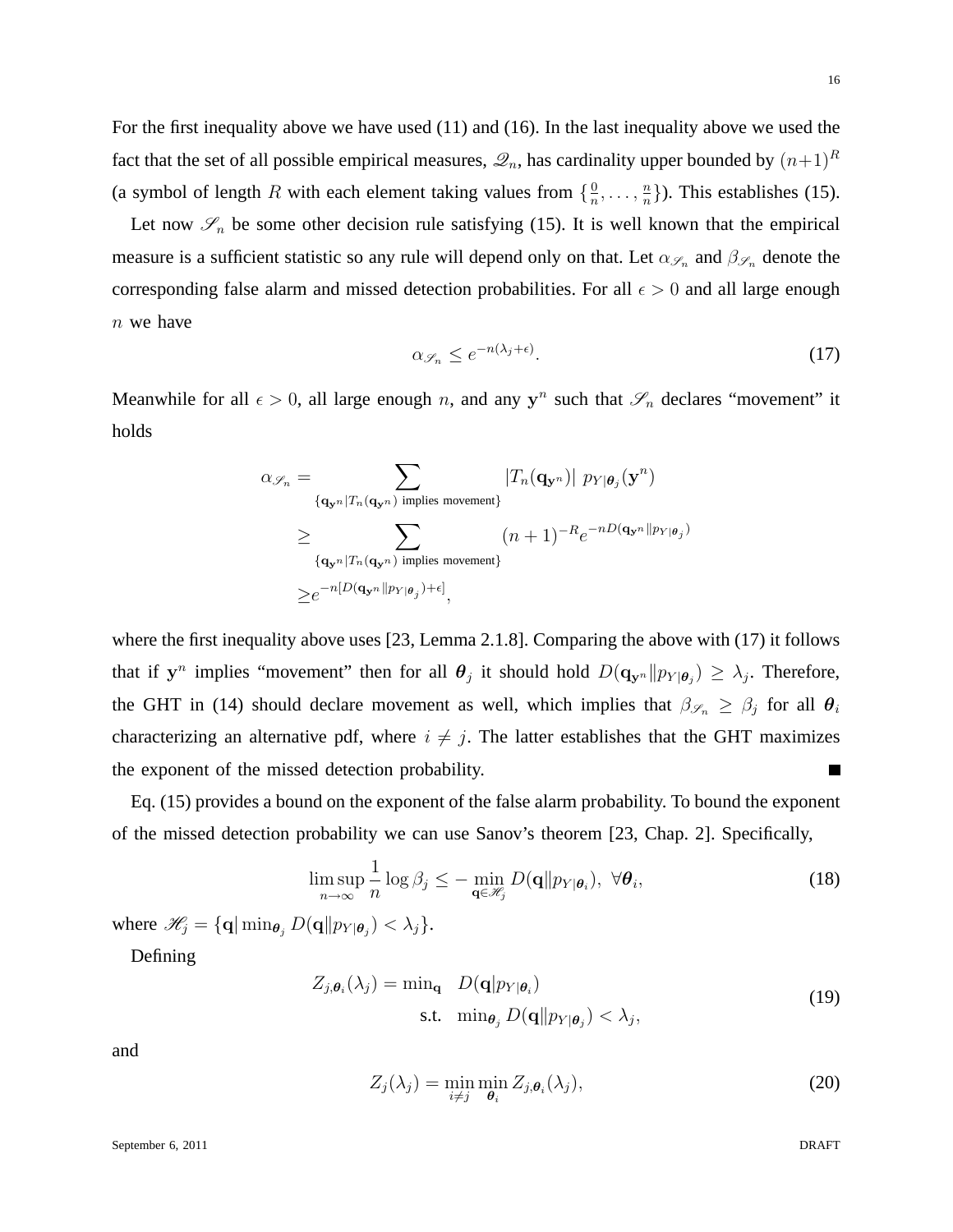For the first inequality above we have used (11) and (16). In the last inequality above we used the fact that the set of all possible empirical measures, $\mathscr{Q}_n$, has cardinality upper bounded by $(n+1)^R$ (a symbol of length $R$ with each element taking values from $\{\frac{0}{n}, \ldots, \frac{n}{n}\}$). This establishes (15).

Let now $\mathscr{S}_n$ be some other decision rule satisfying (15). It is well known that the empirical measure is a sufficient statistic so any rule will depend only on that. Let $\alpha_{\mathscr{S}_n}$ and $\beta_{\mathscr{S}_n}$ denote the corresponding false alarm and missed detection probabilities. For all $\epsilon > 0$ and all large enough $n$ we have

$$\alpha_{\mathscr{S}_n} \leq e^{-n(\lambda_j + \epsilon)}. \tag{17}$$

Meanwhile for all $\epsilon > 0$, all large enough $n$, and any $\mathbf{y}^n$ such that $\mathscr{S}_n$ declares "movement" it holds

$$\begin{aligned}
\alpha_{\mathscr{S}_n} &= \sum_{\{\mathbf{q}_{\mathbf{y}^n} | T_n(\mathbf{q}_{\mathbf{y}^n}) \text{ implies movement}\}} |T_n(\mathbf{q}_{\mathbf{y}^n})| \; p_{Y|\boldsymbol{\theta}_j}(\mathbf{y}^n) \\
&\geq \sum_{\{\mathbf{q}_{\mathbf{y}^n} | T_n(\mathbf{q}_{\mathbf{y}^n}) \text{ implies movement}\}} (n+1)^{-R} e^{-nD(\mathbf{q}_{\mathbf{y}^n} \| p_{Y|\boldsymbol{\theta}_j})} \\
&\geq e^{-n[D(\mathbf{q}_{\mathbf{y}^n} \| p_{Y|\boldsymbol{\theta}_j}) + \epsilon]},
\end{aligned}$$

where the first inequality above uses [23, Lemma 2.1.8]. Comparing the above with (17) it follows that if $\mathbf{y}^n$ implies "movement" then for all $\boldsymbol{\theta}_j$ it should hold $D(\mathbf{q}_{\mathbf{y}^n} \| p_{Y|\boldsymbol{\theta}_j}) \geq \lambda_j$. Therefore, the GHT in (14) should declare movement as well, which implies that $\beta_{\mathscr{S}_n} \geq \beta_j$ for all $\boldsymbol{\theta}_i$ characterizing an alternative pdf, where $i \neq j$. The latter establishes that the GHT maximizes the exponent of the missed detection probability. ■

Eq. (15) provides a bound on the exponent of the false alarm probability. To bound the exponent of the missed detection probability we can use Sanov's theorem [23, Chap. 2]. Specifically,

$$\limsup_{n \to \infty} \frac{1}{n} \log \beta_j \leq - \min_{\mathbf{q} \in \mathscr{H}_j} D(\mathbf{q} \| p_{Y|\boldsymbol{\theta}_i}), \;\; \forall \boldsymbol{\theta}_i, \tag{18}$$

where $\mathscr{H}_j = \{\mathbf{q} | \min_{\boldsymbol{\theta}_j} D(\mathbf{q} \| p_{Y|\boldsymbol{\theta}_j}) < \lambda_j\}$.

Defining

$$\begin{aligned}
Z_{j,\boldsymbol{\theta}_i}(\lambda_j) = \min_{\mathbf{q}} \quad & D(\mathbf{q} | p_{Y|\boldsymbol{\theta}_i}) \\
\text{s.t.} \quad & \min_{\boldsymbol{\theta}_j} D(\mathbf{q} \| p_{Y|\boldsymbol{\theta}_j}) < \lambda_j,
\end{aligned} \tag{19}$$

and

$$Z_j(\lambda_j) = \min_{i \neq j} \min_{\boldsymbol{\theta}_i} Z_{j,\boldsymbol{\theta}_i}(\lambda_j), \tag{20}$$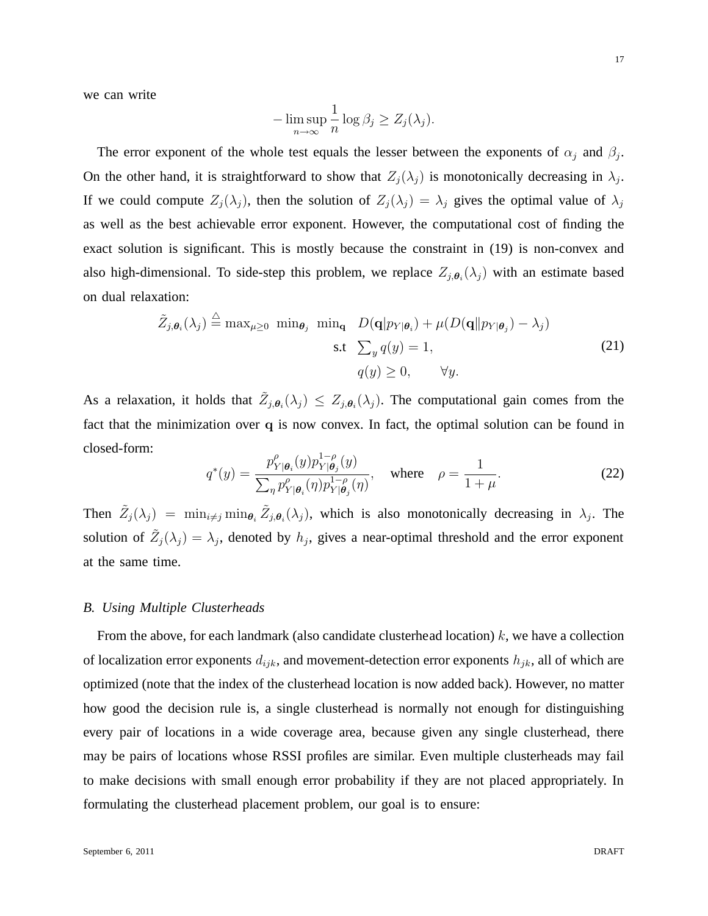we can write

$$-\limsup_{n\to\infty} \frac{1}{n} \log \beta_j \geq Z_j(\lambda_j).$$

The error exponent of the whole test equals the lesser between the exponents of $\alpha_j$ and $\beta_j$. On the other hand, it is straightforward to show that $Z_j(\lambda_j)$ is monotonically decreasing in $\lambda_j$. If we could compute $Z_j(\lambda_j)$, then the solution of $Z_j(\lambda_j) = \lambda_j$ gives the optimal value of $\lambda_j$ as well as the best achievable error exponent. However, the computational cost of finding the exact solution is significant. This is mostly because the constraint in (19) is non-convex and also high-dimensional. To side-step this problem, we replace $Z_{j,\boldsymbol{\theta}_i}(\lambda_j)$ with an estimate based on dual relaxation:

$$\begin{aligned} \tilde{Z}_{j,\boldsymbol{\theta}_i}(\lambda_j) \overset{\triangle}{=} \max\nolimits_{\mu\geq 0} \ \min\nolimits_{\boldsymbol{\theta}_j} \ \min\nolimits_{\mathbf{q}} \quad & D(\mathbf{q}|p_{Y|\boldsymbol{\theta}_i}) + \mu(D(\mathbf{q}\|p_{Y|\boldsymbol{\theta}_j}) - \lambda_j) \\ \text{s.t} \quad & \textstyle\sum_y q(y) = 1, \\ & q(y) \geq 0, \qquad \forall y. \end{aligned} \tag{21}$$

As a relaxation, it holds that $\tilde{Z}_{j,\boldsymbol{\theta}_i}(\lambda_j) \leq Z_{j,\boldsymbol{\theta}_i}(\lambda_j)$. The computational gain comes from the fact that the minimization over $\mathbf{q}$ is now convex. In fact, the optimal solution can be found in closed-form:

$$q^*(y) = \frac{p^{\rho}_{Y|\boldsymbol{\theta}_i}(y) p^{1-\rho}_{Y|\boldsymbol{\theta}_j}(y)}{\sum_\eta p^{\rho}_{Y|\boldsymbol{\theta}_i}(\eta) p^{1-\rho}_{Y|\boldsymbol{\theta}_j}(\eta)}, \quad \text{where} \quad \rho = \frac{1}{1+\mu}. \tag{22}$$

Then $\tilde{Z}_j(\lambda_j) = \min_{i\neq j} \min_{\boldsymbol{\theta}_i} \tilde{Z}_{j,\boldsymbol{\theta}_i}(\lambda_j)$, which is also monotonically decreasing in $\lambda_j$. The solution of $\tilde{Z}_j(\lambda_j) = \lambda_j$, denoted by $h_j$, gives a near-optimal threshold and the error exponent at the same time.

### *B. Using Multiple Clusterheads*

From the above, for each landmark (also candidate clusterhead location) $k$, we have a collection of localization error exponents $d_{ijk}$, and movement-detection error exponents $h_{jk}$, all of which are optimized (note that the index of the clusterhead location is now added back). However, no matter how good the decision rule is, a single clusterhead is normally not enough for distinguishing every pair of locations in a wide coverage area, because given any single clusterhead, there may be pairs of locations whose RSSI profiles are similar. Even multiple clusterheads may fail to make decisions with small enough error probability if they are not placed appropriately. In formulating the clusterhead placement problem, our goal is to ensure: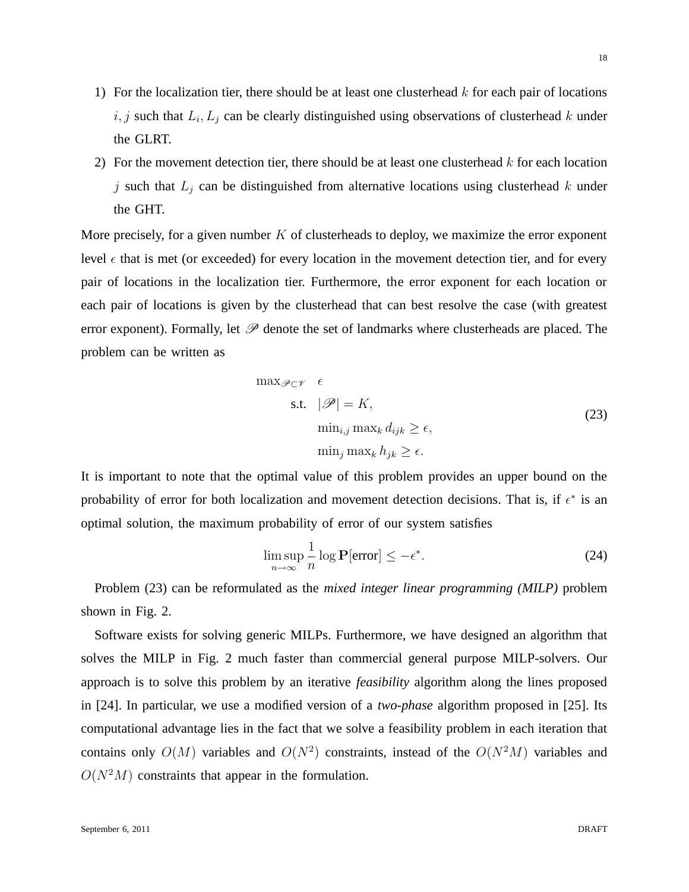1) For the localization tier, there should be at least one clusterhead $k$ for each pair of locations $i, j$ such that $L_i, L_j$ can be clearly distinguished using observations of clusterhead $k$ under the GLRT.
2) For the movement detection tier, there should be at least one clusterhead $k$ for each location $j$ such that $L_j$ can be distinguished from alternative locations using clusterhead $k$ under the GHT.

More precisely, for a given number $K$ of clusterheads to deploy, we maximize the error exponent level $\epsilon$ that is met (or exceeded) for every location in the movement detection tier, and for every pair of locations in the localization tier. Furthermore, the error exponent for each location or each pair of locations is given by the clusterhead that can best resolve the case (with greatest error exponent). Formally, let $\mathscr{P}$ denote the set of landmarks where clusterheads are placed. The problem can be written as

$$
\begin{aligned}
\max_{\mathscr{P} \subset \mathscr{V}} \quad & \epsilon \\
\text{s.t.} \quad & |\mathscr{P}| = K, \\
& \min_{i,j} \max_k d_{ijk} \geq \epsilon, \\
& \min_j \max_k h_{jk} \geq \epsilon.
\end{aligned}
\tag{23}
$$

It is important to note that the optimal value of this problem provides an upper bound on the probability of error for both localization and movement detection decisions. That is, if $\epsilon^*$ is an optimal solution, the maximum probability of error of our system satisfies

$$
\limsup_{n \to \infty} \frac{1}{n} \log \mathbf{P}[\text{error}] \leq -\epsilon^*. \tag{24}
$$

Problem (23) can be reformulated as the *mixed integer linear programming (MILP)* problem shown in Fig. 2.

Software exists for solving generic MILPs. Furthermore, we have designed an algorithm that solves the MILP in Fig. 2 much faster than commercial general purpose MILP-solvers. Our approach is to solve this problem by an iterative *feasibility* algorithm along the lines proposed in [24]. In particular, we use a modified version of a *two-phase* algorithm proposed in [25]. Its computational advantage lies in the fact that we solve a feasibility problem in each iteration that contains only $O(M)$ variables and $O(N^2)$ constraints, instead of the $O(N^2M)$ variables and $O(N^2M)$ constraints that appear in the formulation.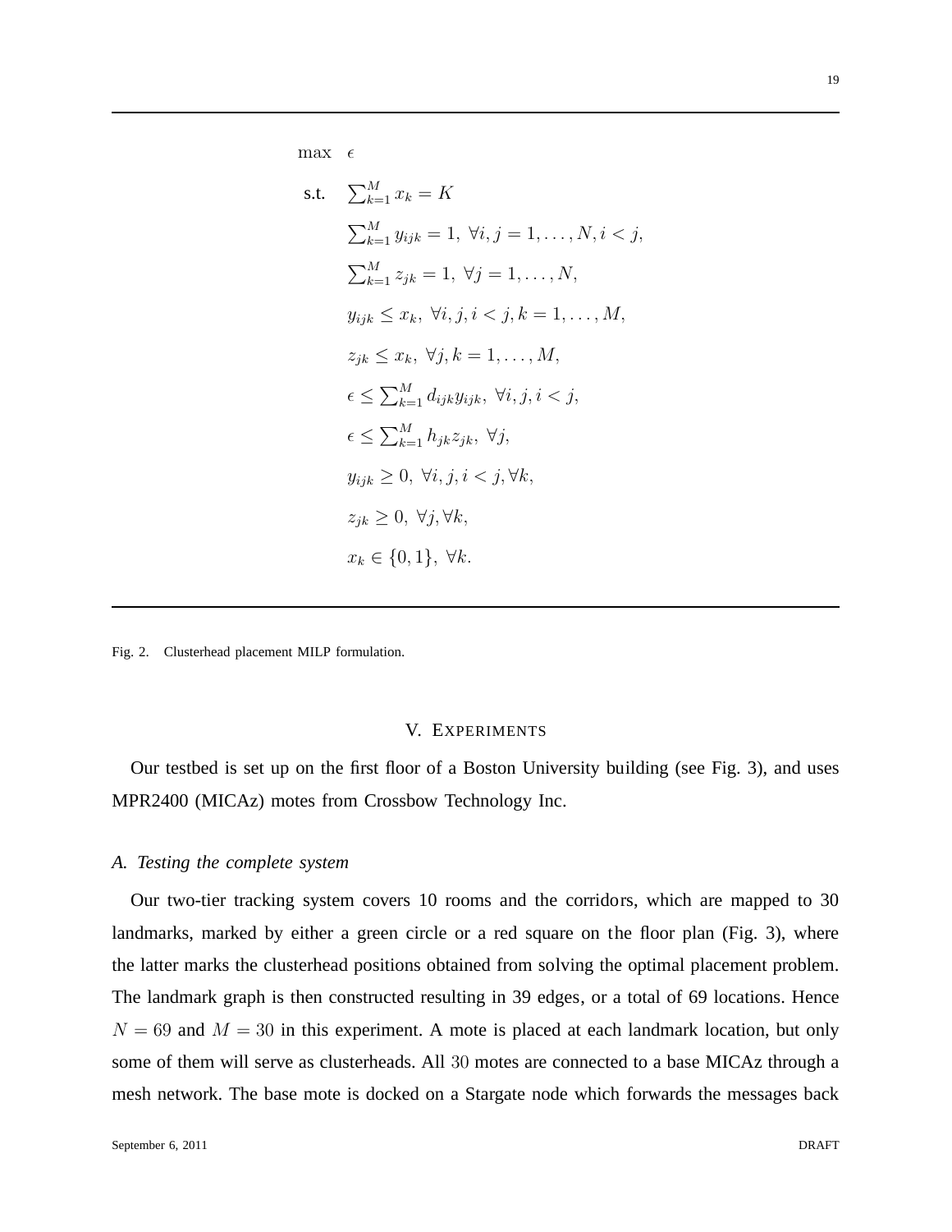$$
\begin{aligned}
\max \quad & \epsilon \\
\text{s.t.} \quad & \textstyle\sum_{k=1}^{M} x_k = K \\
& \textstyle\sum_{k=1}^{M} y_{ijk} = 1,\ \forall i, j = 1, \ldots, N, i < j, \\
& \textstyle\sum_{k=1}^{M} z_{jk} = 1,\ \forall j = 1, \ldots, N, \\
& y_{ijk} \leq x_k,\ \forall i, j, i < j, k = 1, \ldots, M, \\
& z_{jk} \leq x_k,\ \forall j, k = 1, \ldots, M, \\
& \epsilon \leq \textstyle\sum_{k=1}^{M} d_{ijk} y_{ijk},\ \forall i, j, i < j, \\
& \epsilon \leq \textstyle\sum_{k=1}^{M} h_{jk} z_{jk},\ \forall j, \\
& y_{ijk} \geq 0,\ \forall i, j, i < j, \forall k, \\
& z_{jk} \geq 0,\ \forall j, \forall k, \\
& x_k \in \{0, 1\},\ \forall k.
\end{aligned}
$$

Fig. 2. Clusterhead placement MILP formulation.

## V. Experiments

Our testbed is set up on the first floor of a Boston University building (see Fig. 3), and uses MPR2400 (MICAz) motes from Crossbow Technology Inc.

### *A. Testing the complete system*

Our two-tier tracking system covers 10 rooms and the corridors, which are mapped to 30 landmarks, marked by either a green circle or a red square on the floor plan (Fig. 3), where the latter marks the clusterhead positions obtained from solving the optimal placement problem. The landmark graph is then constructed resulting in 39 edges, or a total of 69 locations. Hence $N = 69$ and $M = 30$ in this experiment. A mote is placed at each landmark location, but only some of them will serve as clusterheads. All 30 motes are connected to a base MICAz through a mesh network. The base mote is docked on a Stargate node which forwards the messages back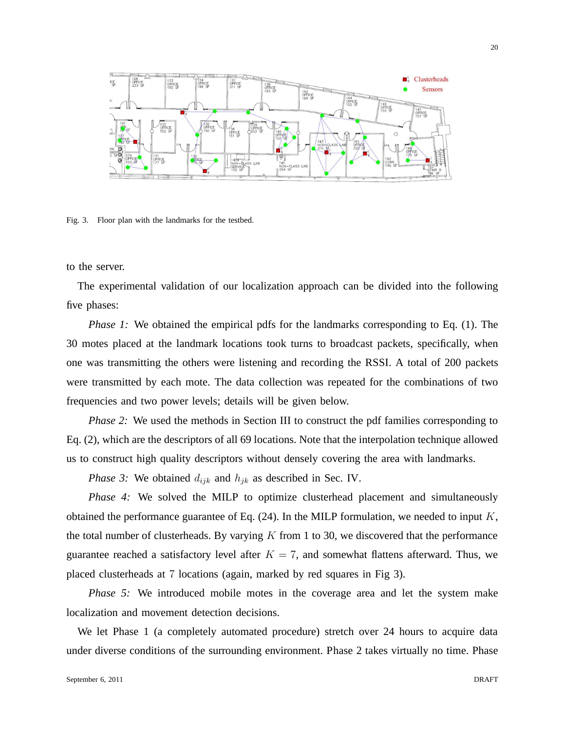Fig. 3. Floor plan with the landmarks for the testbed.

to the server.

The experimental validation of our localization approach can be divided into the following five phases:

*Phase 1:* We obtained the empirical pdfs for the landmarks corresponding to Eq. (1). The 30 motes placed at the landmark locations took turns to broadcast packets, specifically, when one was transmitting the others were listening and recording the RSSI. A total of 200 packets were transmitted by each mote. The data collection was repeated for the combinations of two frequencies and two power levels; details will be given below.

*Phase 2:* We used the methods in Section III to construct the pdf families corresponding to Eq. (2), which are the descriptors of all 69 locations. Note that the interpolation technique allowed us to construct high quality descriptors without densely covering the area with landmarks.

*Phase 3:* We obtained $d_{ijk}$ and $h_{jk}$ as described in Sec. IV.

*Phase 4:* We solved the MILP to optimize clusterhead placement and simultaneously obtained the performance guarantee of Eq. (24). In the MILP formulation, we needed to input $K$, the total number of clusterheads. By varying $K$ from 1 to 30, we discovered that the performance guarantee reached a satisfactory level after $K = 7$, and somewhat flattens afterward. Thus, we placed clusterheads at 7 locations (again, marked by red squares in Fig 3).

*Phase 5:* We introduced mobile motes in the coverage area and let the system make localization and movement detection decisions.

We let Phase 1 (a completely automated procedure) stretch over 24 hours to acquire data under diverse conditions of the surrounding environment. Phase 2 takes virtually no time. Phase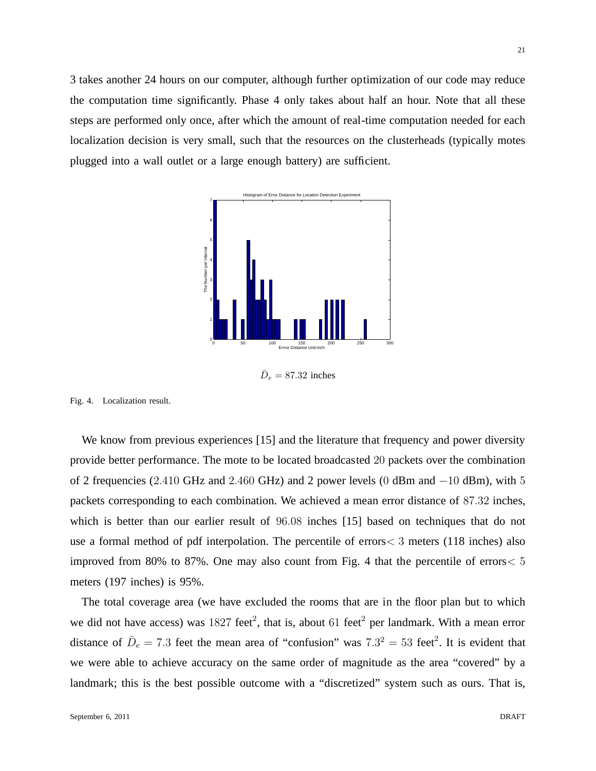3 takes another 24 hours on our computer, although further optimization of our code may reduce the computation time significantly. Phase 4 only takes about half an hour. Note that all these steps are performed only once, after which the amount of real-time computation needed for each localization decision is very small, such that the resources on the clusterheads (typically motes plugged into a wall outlet or a large enough battery) are sufficient.

$\bar{D}_e = 87.32$ inches

Fig. 4. Localization result.

We know from previous experiences [15] and the literature that frequency and power diversity provide better performance. The mote to be located broadcasted $20$ packets over the combination of 2 frequencies ($2.410$ GHz and $2.460$ GHz) and 2 power levels ($0$ dBm and $-10$ dBm), with $5$ packets corresponding to each combination. We achieved a mean error distance of $87.32$ inches, which is better than our earlier result of $96.08$ inches [15] based on techniques that do not use a formal method of pdf interpolation. The percentile of errors$< 3$ meters (118 inches) also improved from 80% to 87%. One may also count from Fig. 4 that the percentile of errors$< 5$ meters (197 inches) is 95%.

The total coverage area (we have excluded the rooms that are in the floor plan but to which we did not have access) was $1827$ feet$^2$, that is, about $61$ feet$^2$ per landmark. With a mean error distance of $\bar{D}_e = 7.3$ feet the mean area of "confusion" was $7.3^2 = 53$ feet$^2$. It is evident that we were able to achieve accuracy on the same order of magnitude as the area "covered" by a landmark; this is the best possible outcome with a "discretized" system such as ours. That is,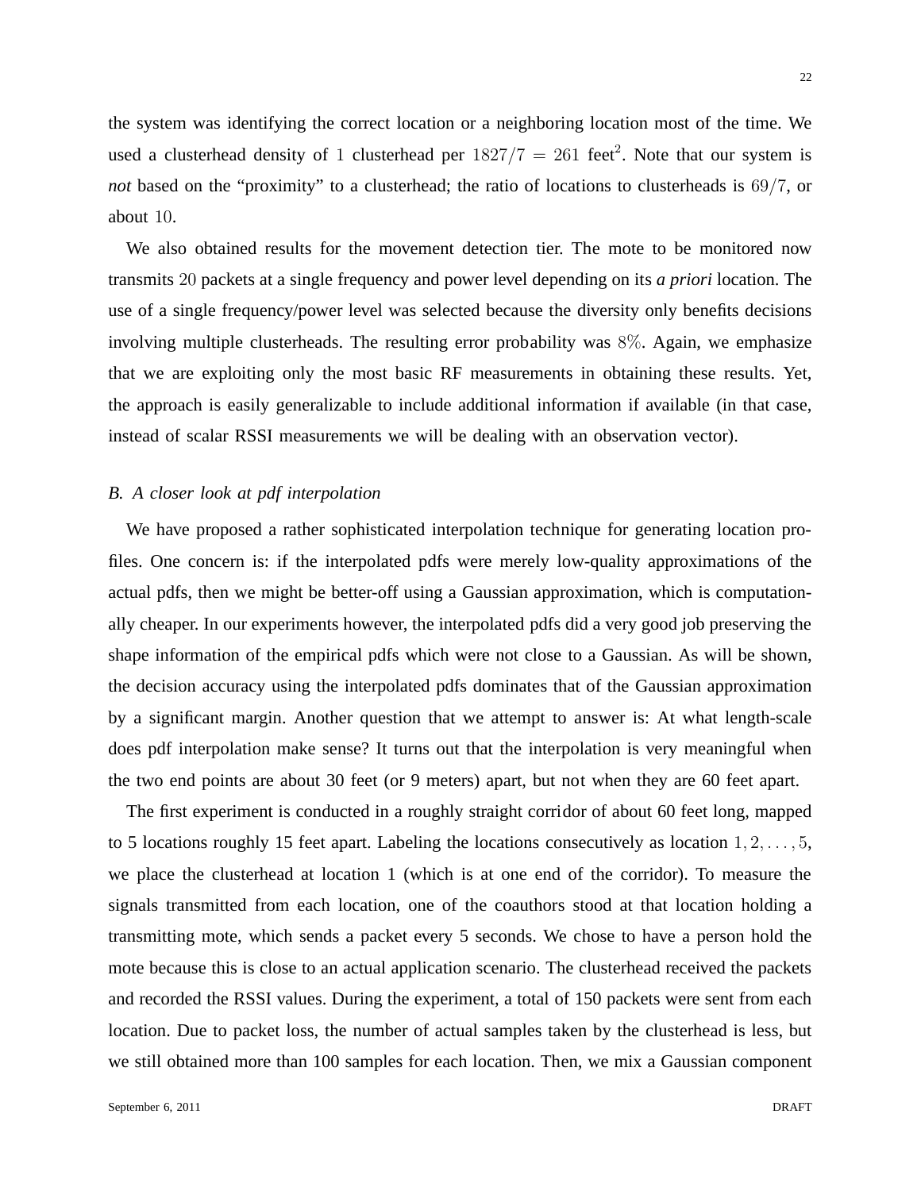the system was identifying the correct location or a neighboring location most of the time. We used a clusterhead density of $1$ clusterhead per $1827/7 = 261$ feet$^2$. Note that our system is *not* based on the "proximity" to a clusterhead; the ratio of locations to clusterheads is $69/7$, or about $10$.

We also obtained results for the movement detection tier. The mote to be monitored now transmits $20$ packets at a single frequency and power level depending on its *a priori* location. The use of a single frequency/power level was selected because the diversity only benefits decisions involving multiple clusterheads. The resulting error probability was $8\%$. Again, we emphasize that we are exploiting only the most basic RF measurements in obtaining these results. Yet, the approach is easily generalizable to include additional information if available (in that case, instead of scalar RSSI measurements we will be dealing with an observation vector).

### *B. A closer look at pdf interpolation*

We have proposed a rather sophisticated interpolation technique for generating location profiles. One concern is: if the interpolated pdfs were merely low-quality approximations of the actual pdfs, then we might be better-off using a Gaussian approximation, which is computationally cheaper. In our experiments however, the interpolated pdfs did a very good job preserving the shape information of the empirical pdfs which were not close to a Gaussian. As will be shown, the decision accuracy using the interpolated pdfs dominates that of the Gaussian approximation by a significant margin. Another question that we attempt to answer is: At what length-scale does pdf interpolation make sense? It turns out that the interpolation is very meaningful when the two end points are about 30 feet (or 9 meters) apart, but not when they are 60 feet apart.

The first experiment is conducted in a roughly straight corridor of about 60 feet long, mapped to 5 locations roughly 15 feet apart. Labeling the locations consecutively as location $1, 2, \ldots, 5$, we place the clusterhead at location 1 (which is at one end of the corridor). To measure the signals transmitted from each location, one of the coauthors stood at that location holding a transmitting mote, which sends a packet every 5 seconds. We chose to have a person hold the mote because this is close to an actual application scenario. The clusterhead received the packets and recorded the RSSI values. During the experiment, a total of 150 packets were sent from each location. Due to packet loss, the number of actual samples taken by the clusterhead is less, but we still obtained more than 100 samples for each location. Then, we mix a Gaussian component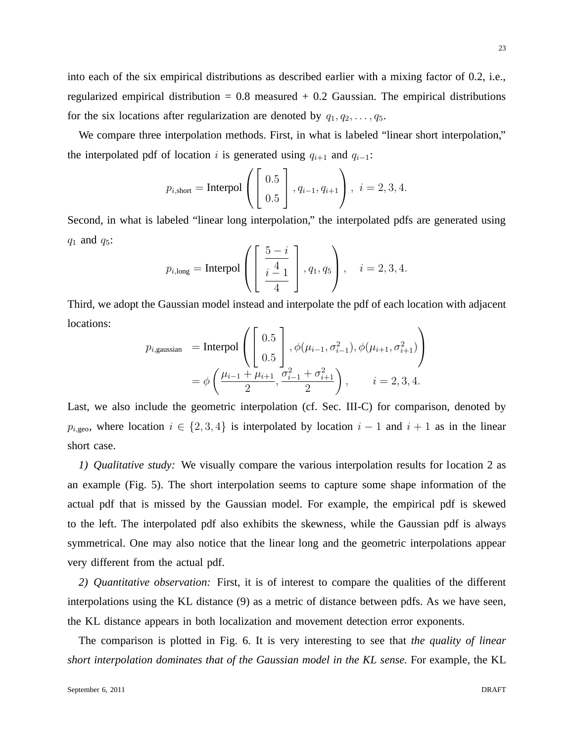into each of the six empirical distributions as described earlier with a mixing factor of 0.2, i.e., regularized empirical distribution = 0.8 measured + 0.2 Gaussian. The empirical distributions for the six locations after regularization are denoted by $q_1, q_2, \ldots, q_5$.

We compare three interpolation methods. First, in what is labeled "linear short interpolation," the interpolated pdf of location $i$ is generated using $q_{i+1}$ and $q_{i-1}$:

$$p_{i,\text{short}} = \text{Interpol}\left( \begin{bmatrix} 0.5 \\ 0.5 \end{bmatrix}, q_{i-1}, q_{i+1} \right), \;\; i = 2, 3, 4.$$

Second, in what is labeled "linear long interpolation," the interpolated pdfs are generated using $q_1$ and $q_5$:

$$p_{i,\text{long}} = \text{Interpol}\left( \begin{bmatrix} \frac{5-i}{4} \\ \frac{i-1}{4} \end{bmatrix}, q_1, q_5 \right), \quad i = 2, 3, 4.$$

Third, we adopt the Gaussian model instead and interpolate the pdf of each location with adjacent locations:

$$\begin{aligned} p_{i,\text{gaussian}} &= \text{Interpol}\left( \begin{bmatrix} 0.5 \\ 0.5 \end{bmatrix}, \phi(\mu_{i-1}, \sigma_{i-1}^2), \phi(\mu_{i+1}, \sigma_{i+1}^2) \right) \\ &= \phi\left( \frac{\mu_{i-1} + \mu_{i+1}}{2}, \frac{\sigma_{i-1}^2 + \sigma_{i+1}^2}{2} \right), \qquad i = 2, 3, 4. \end{aligned}$$

Last, we also include the geometric interpolation (cf. Sec. III-C) for comparison, denoted by $p_{i,\text{geo}}$, where location $i \in \{2, 3, 4\}$ is interpolated by location $i-1$ and $i+1$ as in the linear short case.

*1) Qualitative study:* We visually compare the various interpolation results for location 2 as an example (Fig. 5). The short interpolation seems to capture some shape information of the actual pdf that is missed by the Gaussian model. For example, the empirical pdf is skewed to the left. The interpolated pdf also exhibits the skewness, while the Gaussian pdf is always symmetrical. One may also notice that the linear long and the geometric interpolations appear very different from the actual pdf.

*2) Quantitative observation:* First, it is of interest to compare the qualities of the different interpolations using the KL distance (9) as a metric of distance between pdfs. As we have seen, the KL distance appears in both localization and movement detection error exponents.

The comparison is plotted in Fig. 6. It is very interesting to see that *the quality of linear short interpolation dominates that of the Gaussian model in the KL sense*. For example, the KL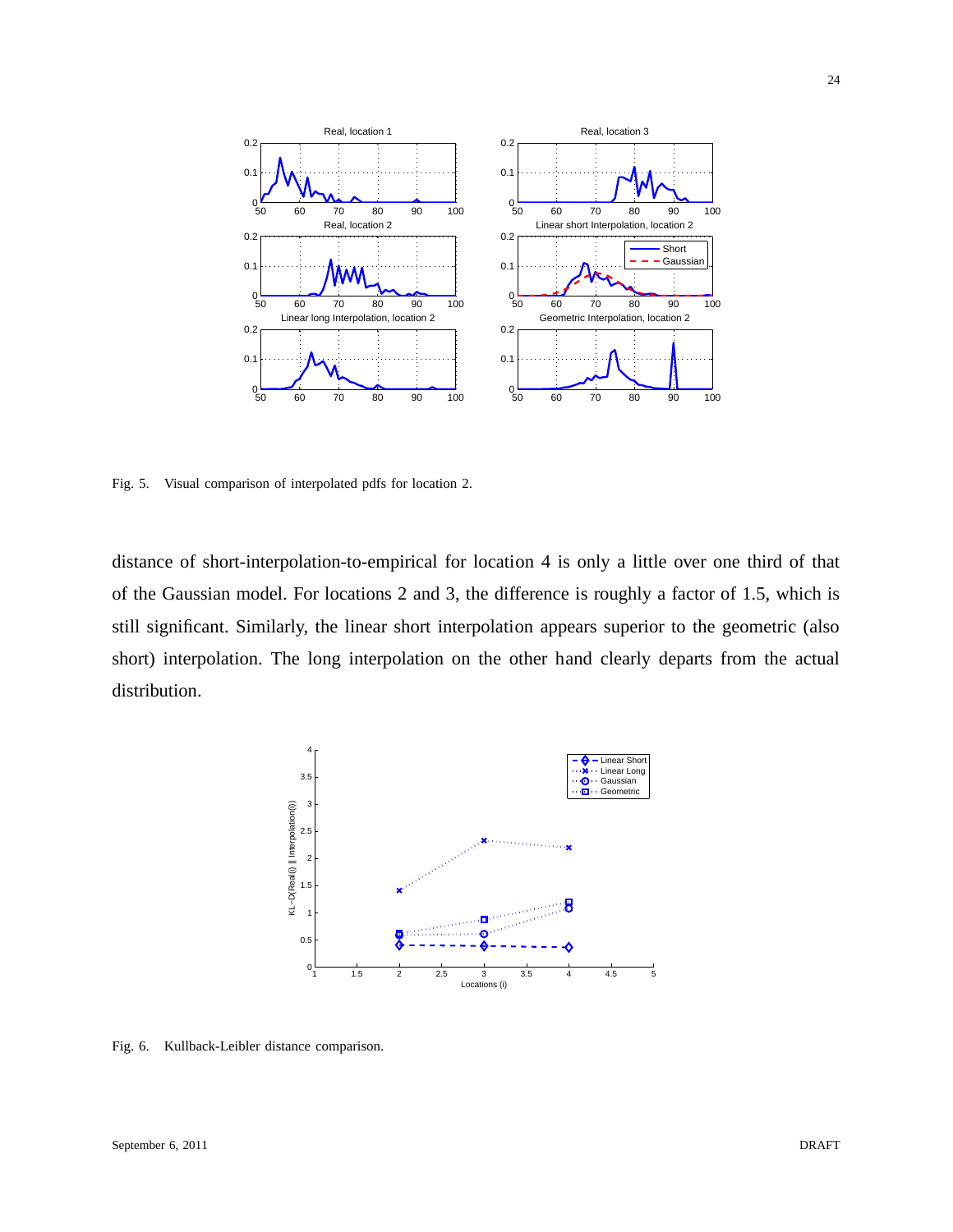Fig. 5. Visual comparison of interpolated pdfs for location 2.

distance of short-interpolation-to-empirical for location 4 is only a little over one third of that of the Gaussian model. For locations 2 and 3, the difference is roughly a factor of 1.5, which is still significant. Similarly, the linear short interpolation appears superior to the geometric (also short) interpolation. The long interpolation on the other hand clearly departs from the actual distribution.

Fig. 6. Kullback-Leibler distance comparison.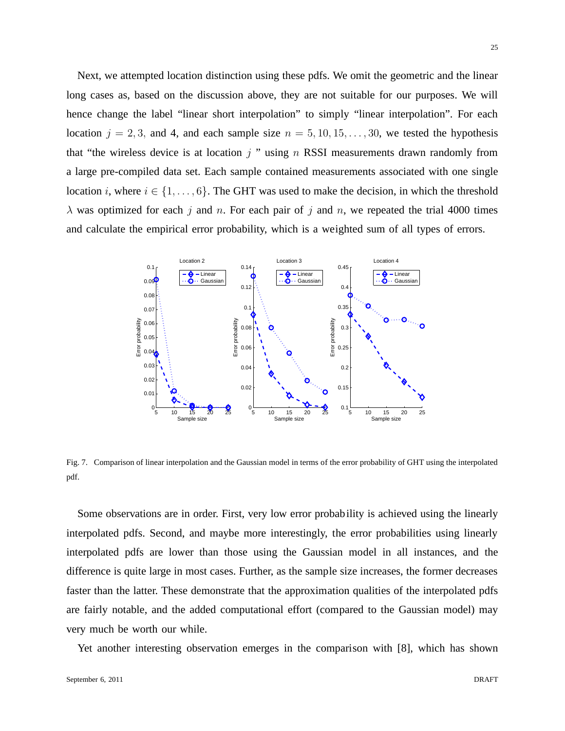Next, we attempted location distinction using these pdfs. We omit the geometric and the linear long cases as, based on the discussion above, they are not suitable for our purposes. We will hence change the label "linear short interpolation" to simply "linear interpolation". For each location $j = 2, 3,$ and 4, and each sample size $n = 5, 10, 15, \ldots, 30$, we tested the hypothesis that "the wireless device is at location $j$ " using $n$ RSSI measurements drawn randomly from a large pre-compiled data set. Each sample contained measurements associated with one single location $i$, where $i \in \{1, \ldots, 6\}$. The GHT was used to make the decision, in which the threshold $\lambda$ was optimized for each $j$ and $n$. For each pair of $j$ and $n$, we repeated the trial 4000 times and calculate the empirical error probability, which is a weighted sum of all types of errors.

Fig. 7. Comparison of linear interpolation and the Gaussian model in terms of the error probability of GHT using the interpolated pdf.

Some observations are in order. First, very low error probability is achieved using the linearly interpolated pdfs. Second, and maybe more interestingly, the error probabilities using linearly interpolated pdfs are lower than those using the Gaussian model in all instances, and the difference is quite large in most cases. Further, as the sample size increases, the former decreases faster than the latter. These demonstrate that the approximation qualities of the interpolated pdfs are fairly notable, and the added computational effort (compared to the Gaussian model) may very much be worth our while.

Yet another interesting observation emerges in the comparison with [8], which has shown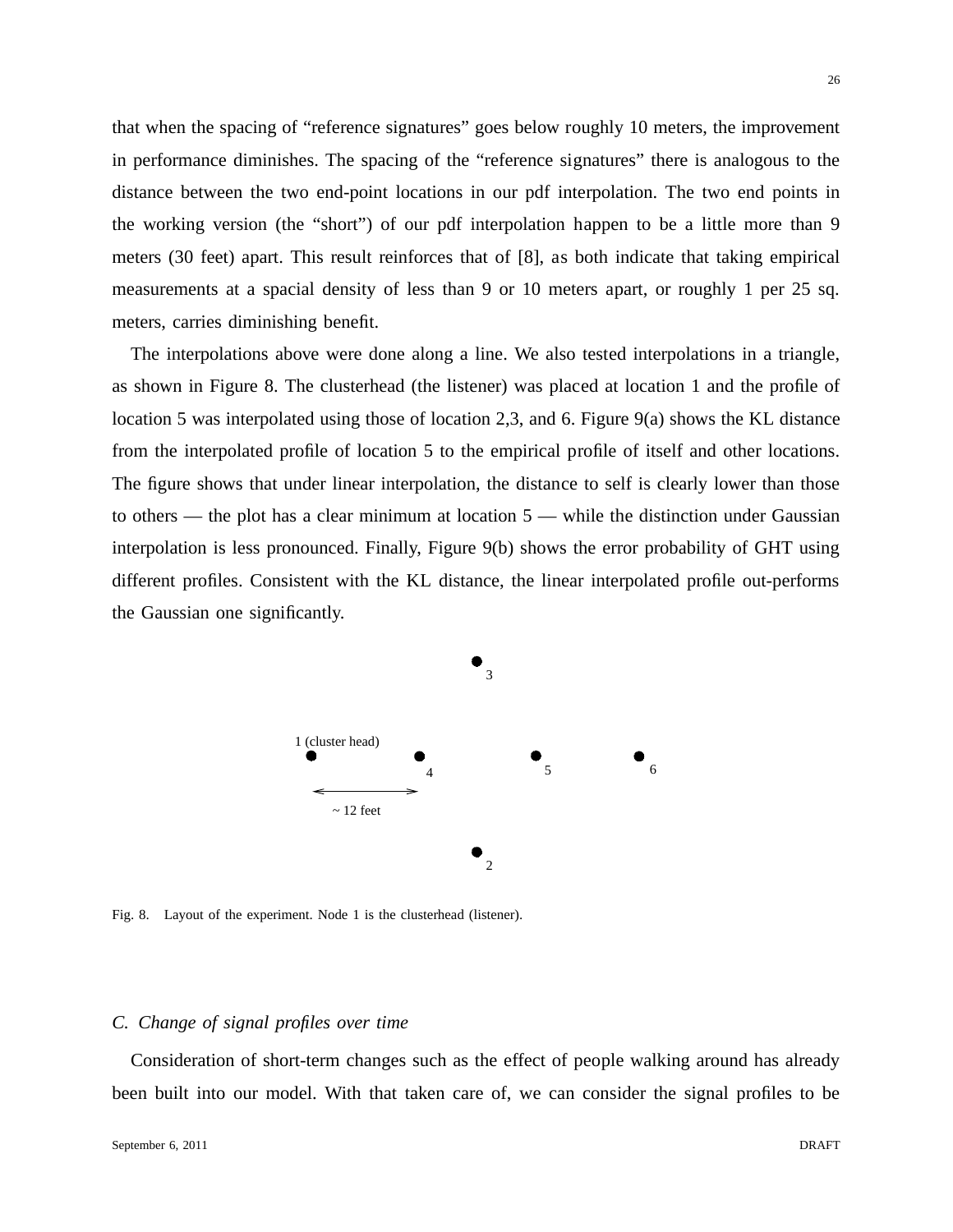that when the spacing of "reference signatures" goes below roughly 10 meters, the improvement in performance diminishes. The spacing of the "reference signatures" there is analogous to the distance between the two end-point locations in our pdf interpolation. The two end points in the working version (the "short") of our pdf interpolation happen to be a little more than 9 meters (30 feet) apart. This result reinforces that of [8], as both indicate that taking empirical measurements at a spacial density of less than 9 or 10 meters apart, or roughly 1 per 25 sq. meters, carries diminishing benefit.

The interpolations above were done along a line. We also tested interpolations in a triangle, as shown in Figure 8. The clusterhead (the listener) was placed at location 1 and the profile of location 5 was interpolated using those of location 2,3, and 6. Figure 9(a) shows the KL distance from the interpolated profile of location 5 to the empirical profile of itself and other locations. The figure shows that under linear interpolation, the distance to self is clearly lower than those to others — the plot has a clear minimum at location 5 — while the distinction under Gaussian interpolation is less pronounced. Finally, Figure 9(b) shows the error probability of GHT using different profiles. Consistent with the KL distance, the linear interpolated profile out-performs the Gaussian one significantly.

Fig. 8. Layout of the experiment. Node 1 is the clusterhead (listener).

### C. Change of signal profiles over time

Consideration of short-term changes such as the effect of people walking around has already been built into our model. With that taken care of, we can consider the signal profiles to be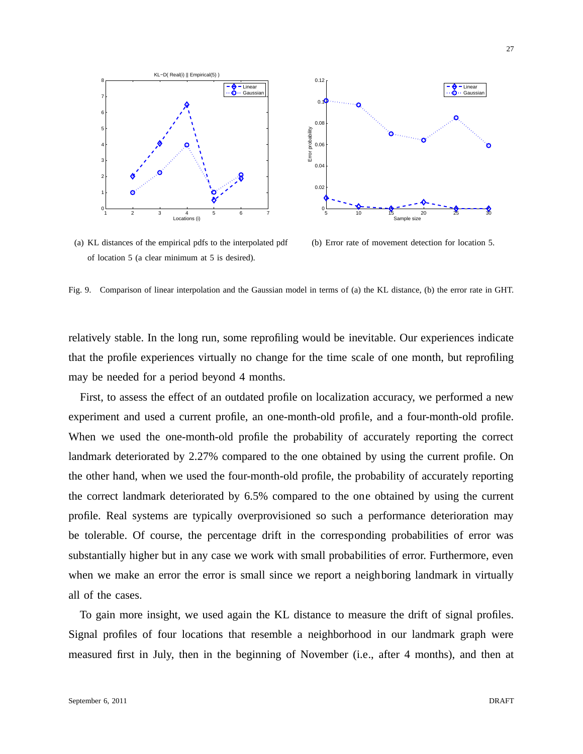(a) KL distances of the empirical pdfs to the interpolated pdf of location 5 (a clear minimum at 5 is desired).

(b) Error rate of movement detection for location 5.

Fig. 9. Comparison of linear interpolation and the Gaussian model in terms of (a) the KL distance, (b) the error rate in GHT.

relatively stable. In the long run, some reprofiling would be inevitable. Our experiences indicate that the profile experiences virtually no change for the time scale of one month, but reprofiling may be needed for a period beyond 4 months.

First, to assess the effect of an outdated profile on localization accuracy, we performed a new experiment and used a current profile, an one-month-old profile, and a four-month-old profile. When we used the one-month-old profile the probability of accurately reporting the correct landmark deteriorated by 2.27% compared to the one obtained by using the current profile. On the other hand, when we used the four-month-old profile, the probability of accurately reporting the correct landmark deteriorated by 6.5% compared to the one obtained by using the current profile. Real systems are typically overprovisioned so such a performance deterioration may be tolerable. Of course, the percentage drift in the corresponding probabilities of error was substantially higher but in any case we work with small probabilities of error. Furthermore, even when we make an error the error is small since we report a neighboring landmark in virtually all of the cases.

To gain more insight, we used again the KL distance to measure the drift of signal profiles. Signal profiles of four locations that resemble a neighborhood in our landmark graph were measured first in July, then in the beginning of November (i.e., after 4 months), and then at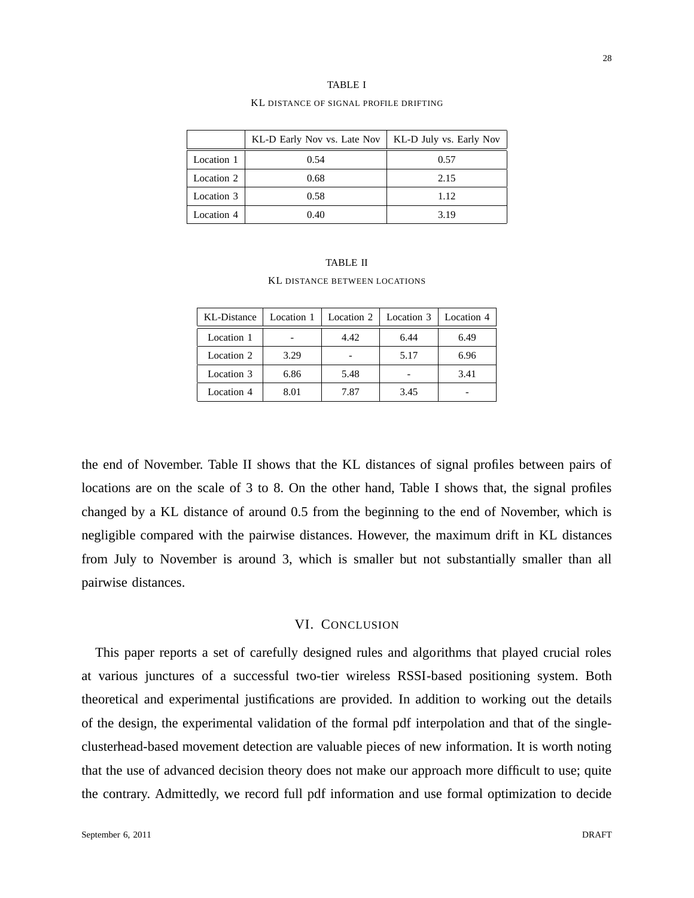TABLE I

KL DISTANCE OF SIGNAL PROFILE DRIFTING

| | KL-D Early Nov vs. Late Nov | KL-D July vs. Early Nov |
|---|---|---|
| Location 1 | 0.54 | 0.57 |
| Location 2 | 0.68 | 2.15 |
| Location 3 | 0.58 | 1.12 |
| Location 4 | 0.40 | 3.19 |

TABLE II

KL DISTANCE BETWEEN LOCATIONS

| KL-Distance | Location 1 | Location 2 | Location 3 | Location 4 |
|---|---|---|---|---|
| Location 1 | - | 4.42 | 6.44 | 6.49 |
| Location 2 | 3.29 | - | 5.17 | 6.96 |
| Location 3 | 6.86 | 5.48 | - | 3.41 |
| Location 4 | 8.01 | 7.87 | 3.45 | - |

the end of November. Table II shows that the KL distances of signal profiles between pairs of locations are on the scale of 3 to 8. On the other hand, Table I shows that, the signal profiles changed by a KL distance of around 0.5 from the beginning to the end of November, which is negligible compared with the pairwise distances. However, the maximum drift in KL distances from July to November is around 3, which is smaller but not substantially smaller than all pairwise distances.

## VI. CONCLUSION

This paper reports a set of carefully designed rules and algorithms that played crucial roles at various junctures of a successful two-tier wireless RSSI-based positioning system. Both theoretical and experimental justifications are provided. In addition to working out the details of the design, the experimental validation of the formal pdf interpolation and that of the single-clusterhead-based movement detection are valuable pieces of new information. It is worth noting that the use of advanced decision theory does not make our approach more difficult to use; quite the contrary. Admittedly, we record full pdf information and use formal optimization to decide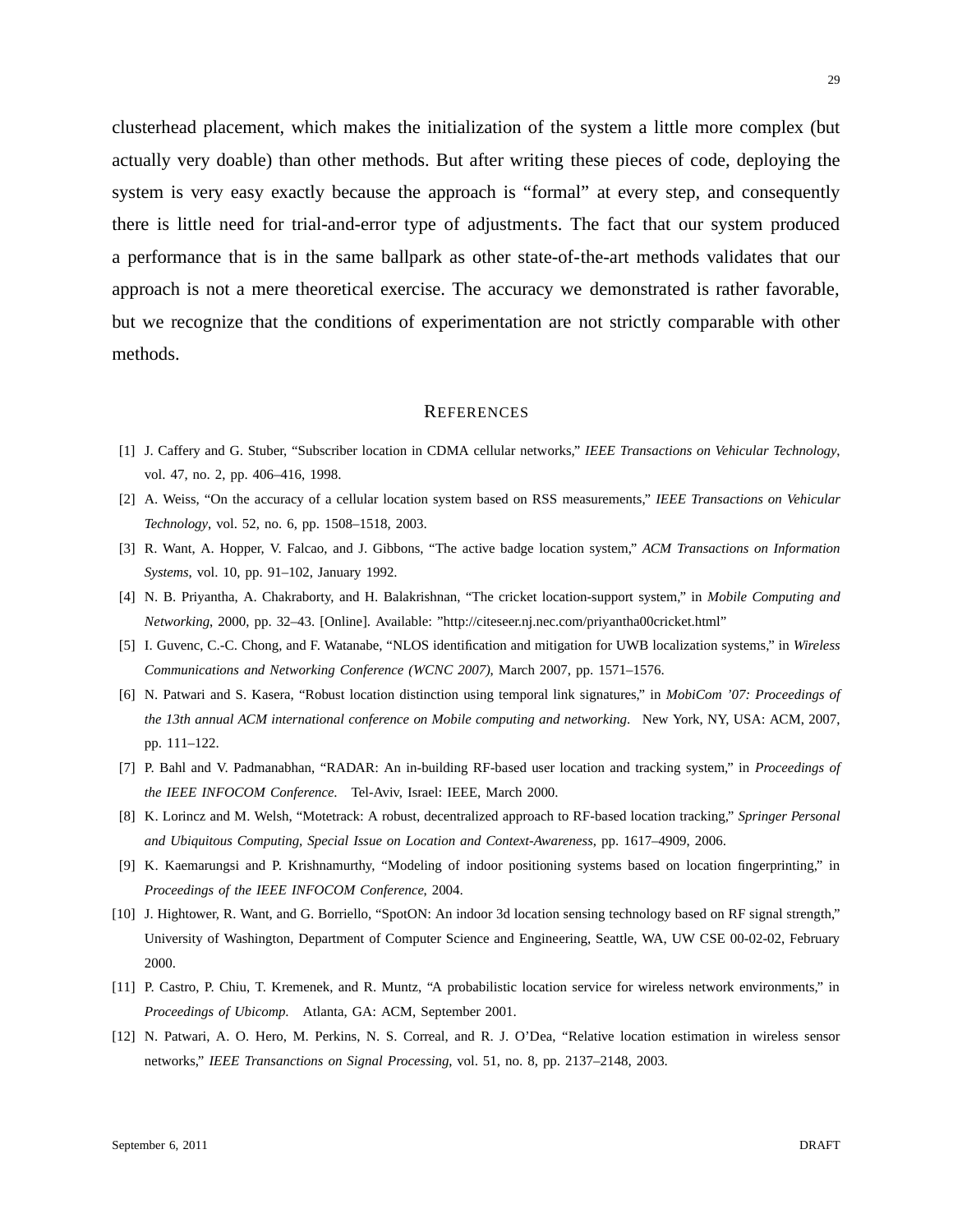clusterhead placement, which makes the initialization of the system a little more complex (but actually very doable) than other methods. But after writing these pieces of code, deploying the system is very easy exactly because the approach is "formal" at every step, and consequently there is little need for trial-and-error type of adjustments. The fact that our system produced a performance that is in the same ballpark as other state-of-the-art methods validates that our approach is not a mere theoretical exercise. The accuracy we demonstrated is rather favorable, but we recognize that the conditions of experimentation are not strictly comparable with other methods.

## REFERENCES

[1] J. Caffery and G. Stuber, "Subscriber location in CDMA cellular networks," *IEEE Transactions on Vehicular Technology*, vol. 47, no. 2, pp. 406–416, 1998.

[2] A. Weiss, "On the accuracy of a cellular location system based on RSS measurements," *IEEE Transactions on Vehicular Technology*, vol. 52, no. 6, pp. 1508–1518, 2003.

[3] R. Want, A. Hopper, V. Falcao, and J. Gibbons, "The active badge location system," *ACM Transactions on Information Systems*, vol. 10, pp. 91–102, January 1992.

[4] N. B. Priyantha, A. Chakraborty, and H. Balakrishnan, "The cricket location-support system," in *Mobile Computing and Networking*, 2000, pp. 32–43. [Online]. Available: "http://citeseer.nj.nec.com/priyantha00cricket.html"

[5] I. Guvenc, C.-C. Chong, and F. Watanabe, "NLOS identification and mitigation for UWB localization systems," in *Wireless Communications and Networking Conference (WCNC 2007)*, March 2007, pp. 1571–1576.

[6] N. Patwari and S. Kasera, "Robust location distinction using temporal link signatures," in *MobiCom '07: Proceedings of the 13th annual ACM international conference on Mobile computing and networking*. New York, NY, USA: ACM, 2007, pp. 111–122.

[7] P. Bahl and V. Padmanabhan, "RADAR: An in-building RF-based user location and tracking system," in *Proceedings of the IEEE INFOCOM Conference*. Tel-Aviv, Israel: IEEE, March 2000.

[8] K. Lorincz and M. Welsh, "Motetrack: A robust, decentralized approach to RF-based location tracking," *Springer Personal and Ubiquitous Computing, Special Issue on Location and Context-Awareness*, pp. 1617–4909, 2006.

[9] K. Kaemarungsi and P. Krishnamurthy, "Modeling of indoor positioning systems based on location fingerprinting," in *Proceedings of the IEEE INFOCOM Conference*, 2004.

[10] J. Hightower, R. Want, and G. Borriello, "SpotON: An indoor 3d location sensing technology based on RF signal strength," University of Washington, Department of Computer Science and Engineering, Seattle, WA, UW CSE 00-02-02, February 2000.

[11] P. Castro, P. Chiu, T. Kremenek, and R. Muntz, "A probabilistic location service for wireless network environments," in *Proceedings of Ubicomp*. Atlanta, GA: ACM, September 2001.

[12] N. Patwari, A. O. Hero, M. Perkins, N. S. Correal, and R. J. O'Dea, "Relative location estimation in wireless sensor networks," *IEEE Transanctions on Signal Processing*, vol. 51, no. 8, pp. 2137–2148, 2003.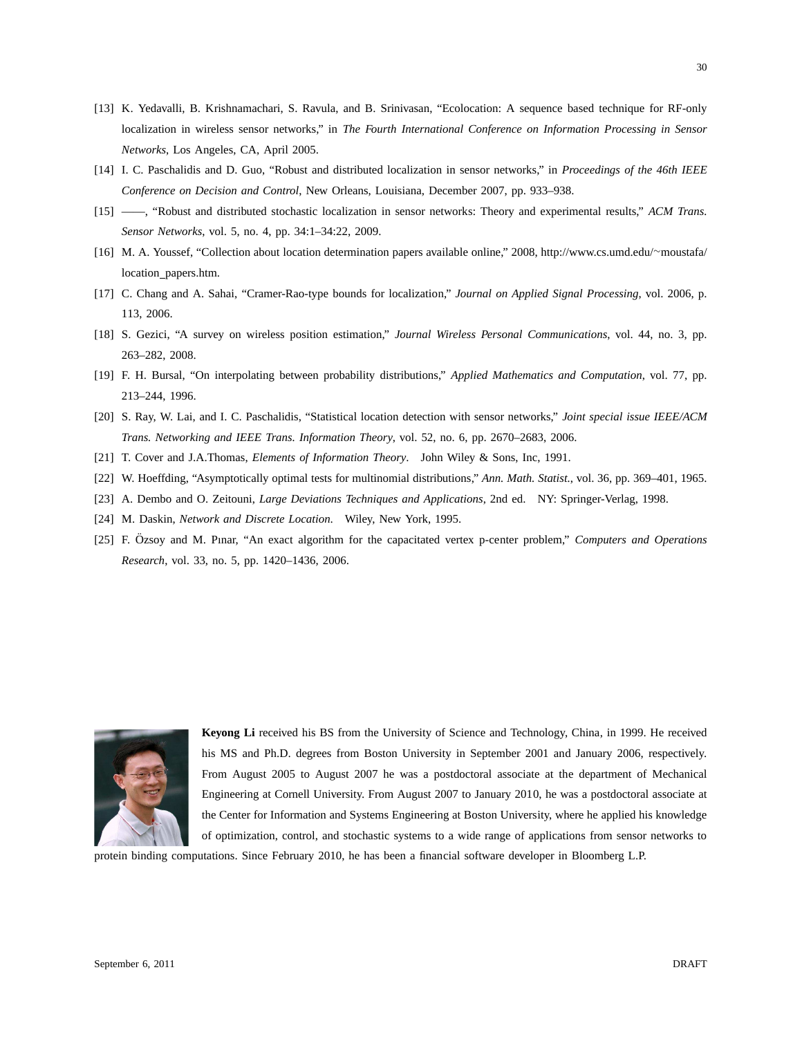[13] K. Yedavalli, B. Krishnamachari, S. Ravula, and B. Srinivasan, "Ecolocation: A sequence based technique for RF-only localization in wireless sensor networks," in *The Fourth International Conference on Information Processing in Sensor Networks*, Los Angeles, CA, April 2005.

[14] I. C. Paschalidis and D. Guo, "Robust and distributed localization in sensor networks," in *Proceedings of the 46th IEEE Conference on Decision and Control*, New Orleans, Louisiana, December 2007, pp. 933–938.

[15] ——, "Robust and distributed stochastic localization in sensor networks: Theory and experimental results," *ACM Trans. Sensor Networks*, vol. 5, no. 4, pp. 34:1–34:22, 2009.

[16] M. A. Youssef, "Collection about location determination papers available online," 2008, http://www.cs.umd.edu/~moustafa/location_papers.htm.

[17] C. Chang and A. Sahai, "Cramer-Rao-type bounds for localization," *Journal on Applied Signal Processing*, vol. 2006, p. 113, 2006.

[18] S. Gezici, "A survey on wireless position estimation," *Journal Wireless Personal Communications*, vol. 44, no. 3, pp. 263–282, 2008.

[19] F. H. Bursal, "On interpolating between probability distributions," *Applied Mathematics and Computation*, vol. 77, pp. 213–244, 1996.

[20] S. Ray, W. Lai, and I. C. Paschalidis, "Statistical location detection with sensor networks," *Joint special issue IEEE/ACM Trans. Networking and IEEE Trans. Information Theory*, vol. 52, no. 6, pp. 2670–2683, 2006.

[21] T. Cover and J.A.Thomas, *Elements of Information Theory*. John Wiley & Sons, Inc, 1991.

[22] W. Hoeffding, "Asymptotically optimal tests for multinomial distributions," *Ann. Math. Statist.*, vol. 36, pp. 369–401, 1965.

[23] A. Dembo and O. Zeitouni, *Large Deviations Techniques and Applications*, 2nd ed. NY: Springer-Verlag, 1998.

[24] M. Daskin, *Network and Discrete Location*. Wiley, New York, 1995.

[25] F. Özsoy and M. Pınar, "An exact algorithm for the capacitated vertex p-center problem," *Computers and Operations Research*, vol. 33, no. 5, pp. 1420–1436, 2006.

**Keyong Li** received his BS from the University of Science and Technology, China, in 1999. He received his MS and Ph.D. degrees from Boston University in September 2001 and January 2006, respectively. From August 2005 to August 2007 he was a postdoctoral associate at the department of Mechanical Engineering at Cornell University. From August 2007 to January 2010, he was a postdoctoral associate at the Center for Information and Systems Engineering at Boston University, where he applied his knowledge of optimization, control, and stochastic systems to a wide range of applications from sensor networks to protein binding computations. Since February 2010, he has been a financial software developer in Bloomberg L.P.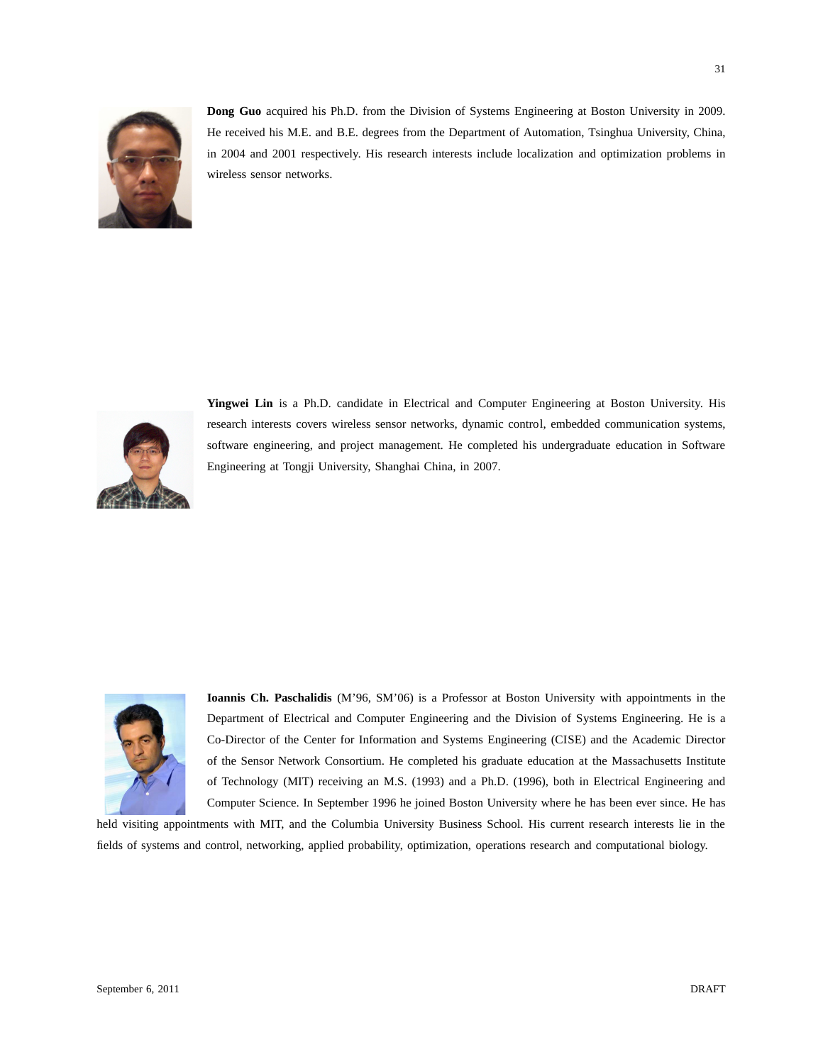**Dong Guo** acquired his Ph.D. from the Division of Systems Engineering at Boston University in 2009. He received his M.E. and B.E. degrees from the Department of Automation, Tsinghua University, China, in 2004 and 2001 respectively. His research interests include localization and optimization problems in wireless sensor networks.

**Yingwei Lin** is a Ph.D. candidate in Electrical and Computer Engineering at Boston University. His research interests covers wireless sensor networks, dynamic control, embedded communication systems, software engineering, and project management. He completed his undergraduate education in Software Engineering at Tongji University, Shanghai China, in 2007.

**Ioannis Ch. Paschalidis** (M'96, SM'06) is a Professor at Boston University with appointments in the Department of Electrical and Computer Engineering and the Division of Systems Engineering. He is a Co-Director of the Center for Information and Systems Engineering (CISE) and the Academic Director of the Sensor Network Consortium. He completed his graduate education at the Massachusetts Institute of Technology (MIT) receiving an M.S. (1993) and a Ph.D. (1996), both in Electrical Engineering and Computer Science. In September 1996 he joined Boston University where he has been ever since. He has held visiting appointments with MIT, and the Columbia University Business School. His current research interests lie in the fields of systems and control, networking, applied probability, optimization, operations research and computational biology.